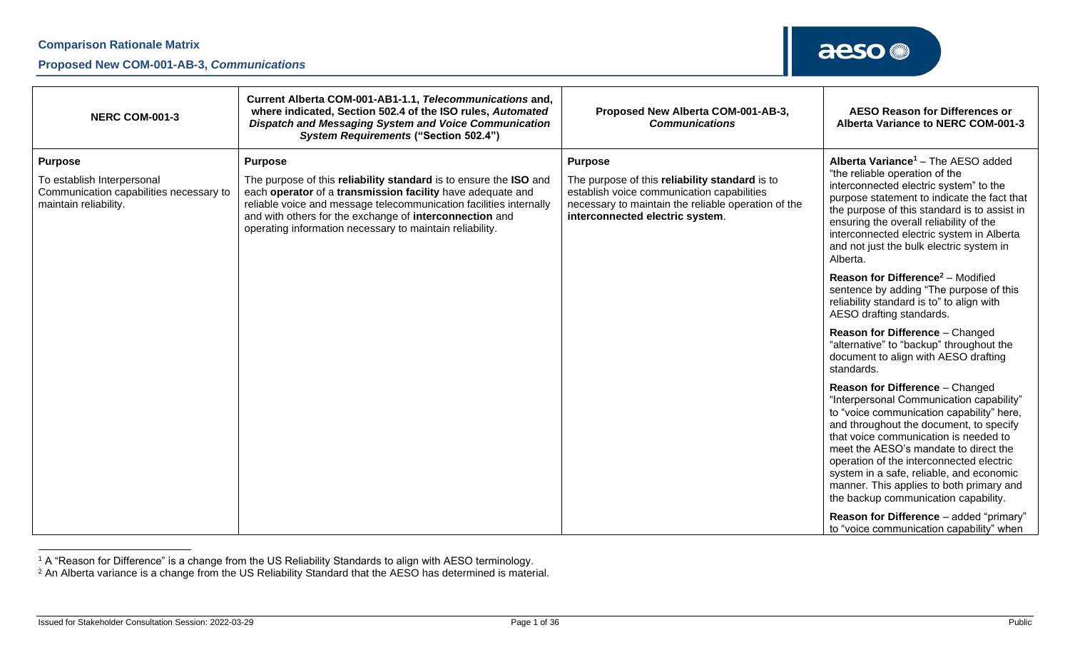## Comparison Rationale Matrix

## Proposed New COM-001-AB-3, *Communications*

| NERC COM-001-3 | Current Alberta COM-001-AB1-1.1, *Telecommunications* and, where indicated, Section 502.4 of the ISO rules, *Automated Dispatch and Messaging System and Voice Communication System Requirements* ("Section 502.4") | Proposed New Alberta COM-001-AB-3, *Communications* | AESO Reason for Differences or Alberta Variance to NERC COM-001-3 |
|---|---|---|---|
| **Purpose**<br><br>To establish Interpersonal Communication capabilities necessary to maintain reliability. | **Purpose**<br><br>The purpose of this **reliability standard** is to ensure the **ISO** and each **operator** of a **transmission facility** have adequate and reliable voice and message telecommunication facilities internally and with others for the exchange of **interconnection** and operating information necessary to maintain reliability. | **Purpose**<br><br>The purpose of this **reliability standard** is to establish voice communication capabilities necessary to maintain the reliable operation of the **interconnected electric system**. | **Alberta Variance**[1] – The AESO added "the reliable operation of the interconnected electric system" to the purpose statement to indicate the fact that the purpose of this standard is to assist in ensuring the overall reliability of the interconnected electric system in Alberta and not just the bulk electric system in Alberta.<br><br>**Reason for Difference**[2] – Modified sentence by adding "The purpose of this reliability standard is to" to align with AESO drafting standards.<br><br>**Reason for Difference** – Changed "alternative" to "backup" throughout the document to align with AESO drafting standards.<br><br>**Reason for Difference** – Changed "Interpersonal Communication capability" to "voice communication capability" here, and throughout the document, to specify that voice communication is needed to meet the AESO's mandate to direct the operation of the interconnected electric system in a safe, reliable, and economic manner. This applies to both primary and the backup communication capability.<br><br>**Reason for Difference** – added "primary" to "voice communication capability" when |

[1] A "Reason for Difference" is a change from the US Reliability Standards to align with AESO terminology.

[2] An Alberta variance is a change from the US Reliability Standard that the AESO has determined is material.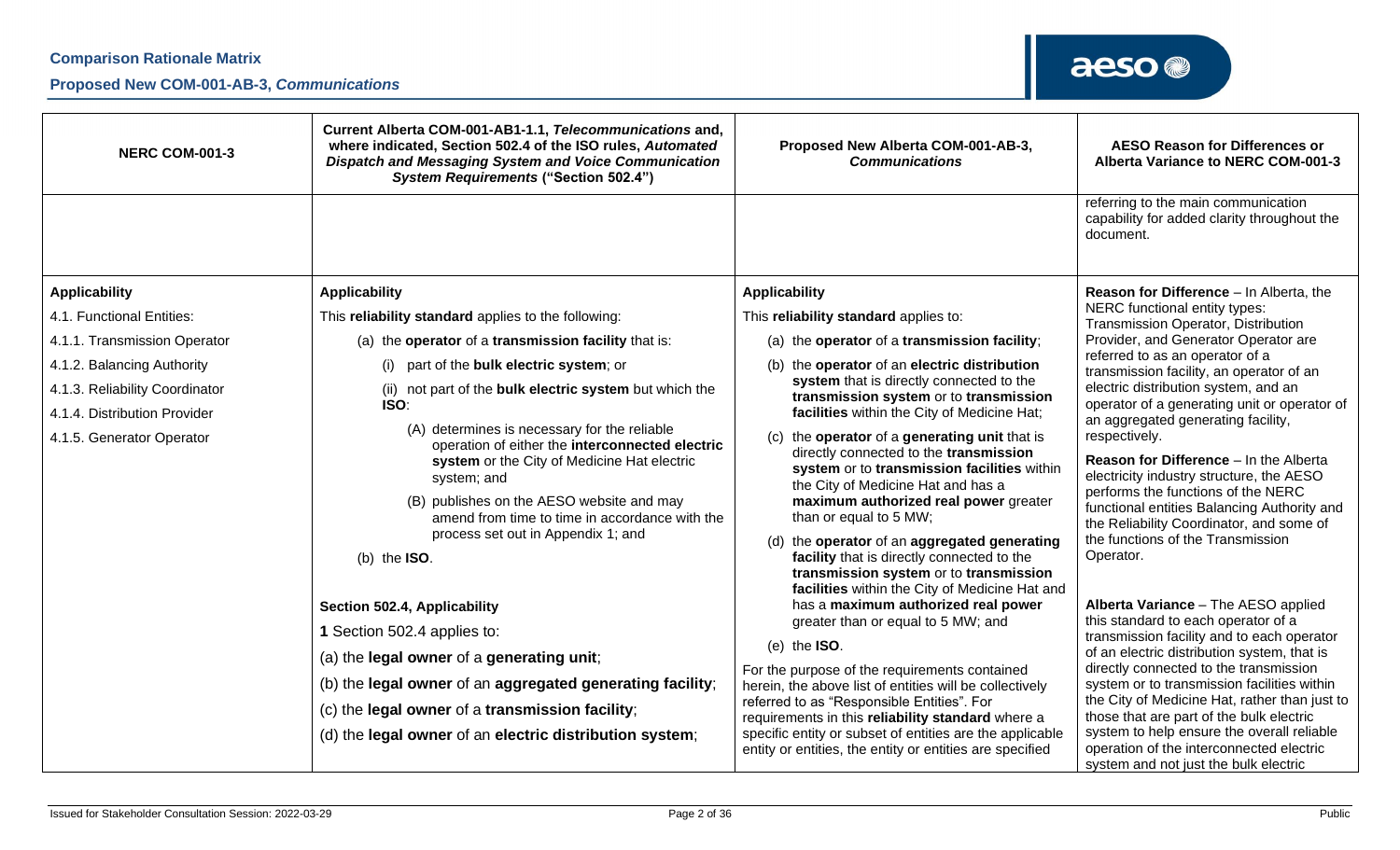| NERC COM-001-3 | Current Alberta COM-001-AB1-1.1, *Telecommunications* and, where indicated, Section 502.4 of the ISO rules, *Automated Dispatch and Messaging System and Voice Communication System Requirements* ("Section 502.4") | Proposed New Alberta COM-001-AB-3, *Communications* | AESO Reason for Differences or Alberta Variance to NERC COM-001-3 |
|---|---|---|---|
| | | | referring to the main communication capability for added clarity throughout the document. |
| **Applicability**<br><br>4.1. Functional Entities:<br><br>4.1.1. Transmission Operator<br><br>4.1.2. Balancing Authority<br><br>4.1.3. Reliability Coordinator<br><br>4.1.4. Distribution Provider<br><br>4.1.5. Generator Operator | **Applicability**<br><br>This **reliability standard** applies to the following:<br><br>(a) the **operator** of a **transmission facility** that is:<br><br>(i) part of the **bulk electric system**; or<br><br>(ii) not part of the **bulk electric system** but which the **ISO**:<br><br>(A) determines is necessary for the reliable operation of either the **interconnected electric system** or the City of Medicine Hat electric system; and<br><br>(B) publishes on the AESO website and may amend from time to time in accordance with the process set out in Appendix 1; and<br><br>(b) the **ISO**.<br><br>**Section 502.4, Applicability**<br><br>**1** Section 502.4 applies to:<br><br>(a) the **legal owner** of a **generating unit**;<br><br>(b) the **legal owner** of an **aggregated generating facility**;<br><br>(c) the **legal owner** of a **transmission facility**;<br><br>(d) the **legal owner** of an **electric distribution system**; | **Applicability**<br><br>This **reliability standard** applies to:<br><br>(a) the **operator** of a **transmission facility**;<br><br>(b) the **operator** of an **electric distribution system** that is directly connected to the **transmission system** or to **transmission facilities** within the City of Medicine Hat;<br><br>(c) the **operator** of a **generating unit** that is directly connected to the **transmission system** or to **transmission facilities** within the City of Medicine Hat and has a **maximum authorized real power** greater than or equal to 5 MW;<br><br>(d) the **operator** of an **aggregated generating facility** that is directly connected to the **transmission system** or to **transmission facilities** within the City of Medicine Hat and has a **maximum authorized real power** greater than or equal to 5 MW; and<br><br>(e) the **ISO**.<br><br>For the purpose of the requirements contained herein, the above list of entities will be collectively referred to as "Responsible Entities". For requirements in this **reliability standard** where a specific entity or subset of entities are the applicable entity or entities, the entity or entities are specified | **Reason for Difference** – In Alberta, the NERC functional entity types: Transmission Operator, Distribution Provider, and Generator Operator are referred to as an operator of a transmission facility, an operator of an electric distribution system, and an operator of a generating unit or operator of an aggregated generating facility, respectively.<br><br>**Reason for Difference** – In the Alberta electricity industry structure, the AESO performs the functions of the NERC functional entities Balancing Authority and the Reliability Coordinator, and some of the functions of the Transmission Operator.<br><br>**Alberta Variance** – The AESO applied this standard to each operator of a transmission facility and to each operator of an electric distribution system, that is directly connected to the transmission system or to transmission facilities within the City of Medicine Hat, rather than just to those that are part of the bulk electric system to help ensure the overall reliable operation of the interconnected electric system and not just the bulk electric |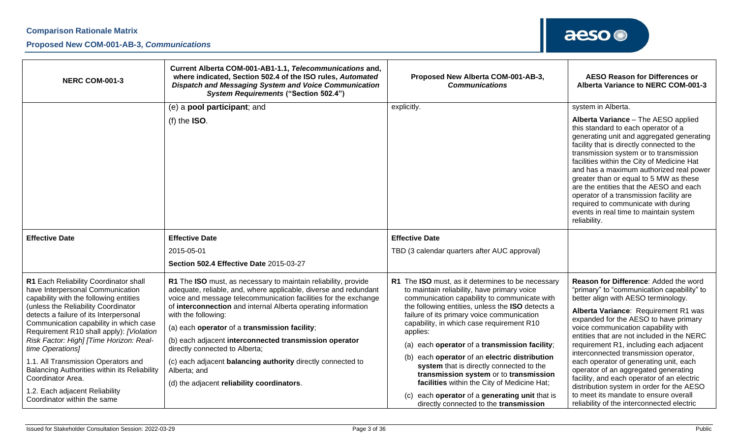| NERC COM-001-3 | Current Alberta COM-001-AB1-1.1, *Telecommunications* and, where indicated, Section 502.4 of the ISO rules, *Automated Dispatch and Messaging System and Voice Communication System Requirements* ("Section 502.4") | Proposed New Alberta COM-001-AB-3, *Communications* | AESO Reason for Differences or Alberta Variance to NERC COM-001-3 |
|---|---|---|---|
| | (e) a **pool participant**; and<br><br>(f) the **ISO**. | explicitly. | system in Alberta.<br><br>**Alberta Variance** – The AESO applied this standard to each operator of a generating unit and aggregated generating facility that is directly connected to the transmission system or to transmission facilities within the City of Medicine Hat and has a maximum authorized real power greater than or equal to 5 MW as these are the entities that the AESO and each operator of a transmission facility are required to communicate with during events in real time to maintain system reliability. |
| **Effective Date** | **Effective Date**<br><br>2015-05-01<br><br>**Section 502.4 Effective Date** 2015-03-27 | **Effective Date**<br><br>TBD (3 calendar quarters after AUC approval) | |
| **R1** Each Reliability Coordinator shall have Interpersonal Communication capability with the following entities (unless the Reliability Coordinator detects a failure of its Interpersonal Communication capability in which case Requirement R10 shall apply): *[Violation Risk Factor: High] [Time Horizon: Real-time Operations]*<br><br>1.1. All Transmission Operators and Balancing Authorities within its Reliability Coordinator Area.<br><br>1.2. Each adjacent Reliability Coordinator within the same | **R1** The **ISO** must, as necessary to maintain reliability, provide adequate, reliable, and, where applicable, diverse and redundant voice and message telecommunication facilities for the exchange of **interconnection** and internal Alberta operating information with the following:<br><br>(a) each **operator** of a **transmission facility**;<br><br>(b) each adjacent **interconnected transmission operator** directly connected to Alberta;<br><br>(c) each adjacent **balancing authority** directly connected to Alberta; and<br><br>(d) the adjacent **reliability coordinators**. | **R1** The **ISO** must, as it determines to be necessary to maintain reliability, have primary voice communication capability to communicate with the following entities, unless the **ISO** detects a failure of its primary voice communication capability, in which case requirement R10 applies:<br><br>(a) each **operator** of a **transmission facility**;<br><br>(b) each **operator** of an **electric distribution system** that is directly connected to the **transmission system** or to **transmission facilities** within the City of Medicine Hat;<br><br>(c) each **operator** of a **generating unit** that is directly connected to the **transmission** | **Reason for Difference**: Added the word "primary" to "communication capability" to better align with AESO terminology.<br><br>**Alberta Variance**: Requirement R1 was expanded for the AESO to have primary voice communication capability with entities that are not included in the NERC requirement R1, including each adjacent interconnected transmission operator, each operator of generating unit, each operator of an aggregated generating facility, and each operator of an electric distribution system in order for the AESO to meet its mandate to ensure overall reliability of the interconnected electric |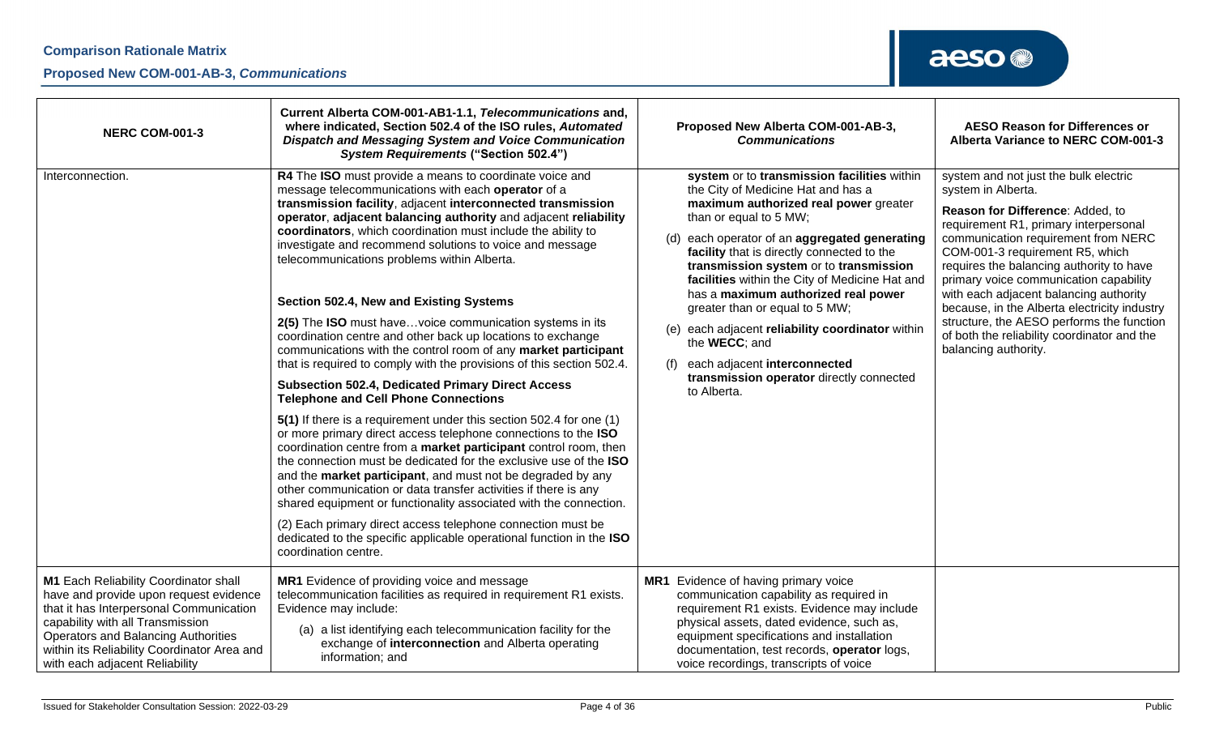| NERC COM-001-3 | Current Alberta COM-001-AB1-1.1, *Telecommunications* and, where indicated, Section 502.4 of the ISO rules, *Automated Dispatch and Messaging System and Voice Communication System Requirements* ("Section 502.4") | Proposed New Alberta COM-001-AB-3, *Communications* | AESO Reason for Differences or Alberta Variance to NERC COM-001-3 |
|---|---|---|---|
| Interconnection. | **R4** The **ISO** must provide a means to coordinate voice and message telecommunications with each **operator** of a **transmission facility**, adjacent **interconnected transmission operator**, adjacent **balancing authority** and adjacent **reliability coordinators**, which coordination must include the ability to investigate and recommend solutions to voice and message telecommunications problems within Alberta.<br><br>**Section 502.4, New and Existing Systems**<br><br>**2(5)** The **ISO** must have…voice communication systems in its coordination centre and other back up locations to exchange communications with the control room of any **market participant** that is required to comply with the provisions of this section 502.4.<br><br>**Subsection 502.4, Dedicated Primary Direct Access Telephone and Cell Phone Connections**<br><br>**5(1)** If there is a requirement under this section 502.4 for one (1) or more primary direct access telephone connections to the **ISO** coordination centre from a **market participant** control room, then the connection must be dedicated for the exclusive use of the **ISO** and the **market participant**, and must not be degraded by any other communication or data transfer activities if there is any shared equipment or functionality associated with the connection.<br><br>(2) Each primary direct access telephone connection must be dedicated to the specific applicable operational function in the **ISO** coordination centre. | **system** or to **transmission facilities** within the City of Medicine Hat and has a **maximum authorized real power** greater than or equal to 5 MW;<br><br>(d) each operator of an **aggregated generating facility** that is directly connected to the **transmission system** or to **transmission facilities** within the City of Medicine Hat and has a **maximum authorized real power** greater than or equal to 5 MW;<br><br>(e) each adjacent **reliability coordinator** within the **WECC**; and<br><br>(f) each adjacent **interconnected transmission operator** directly connected to Alberta. | system and not just the bulk electric system in Alberta.<br><br>**Reason for Difference**: Added, to requirement R1, primary interpersonal communication requirement from NERC COM-001-3 requirement R5, which requires the balancing authority to have primary voice communication capability with each adjacent balancing authority because, in the Alberta electricity industry structure, the AESO performs the function of both the reliability coordinator and the balancing authority. |
| **M1** Each Reliability Coordinator shall have and provide upon request evidence that it has Interpersonal Communication capability with all Transmission Operators and Balancing Authorities within its Reliability Coordinator Area and with each adjacent Reliability | **MR1** Evidence of providing voice and message telecommunication facilities as required in requirement R1 exists. Evidence may include:<br><br>(a) a list identifying each telecommunication facility for the exchange of **interconnection** and Alberta operating information; and | **MR1** Evidence of having primary voice communication capability as required in requirement R1 exists. Evidence may include physical assets, dated evidence, such as, equipment specifications and installation documentation, test records, **operator** logs, voice recordings, transcripts of voice | |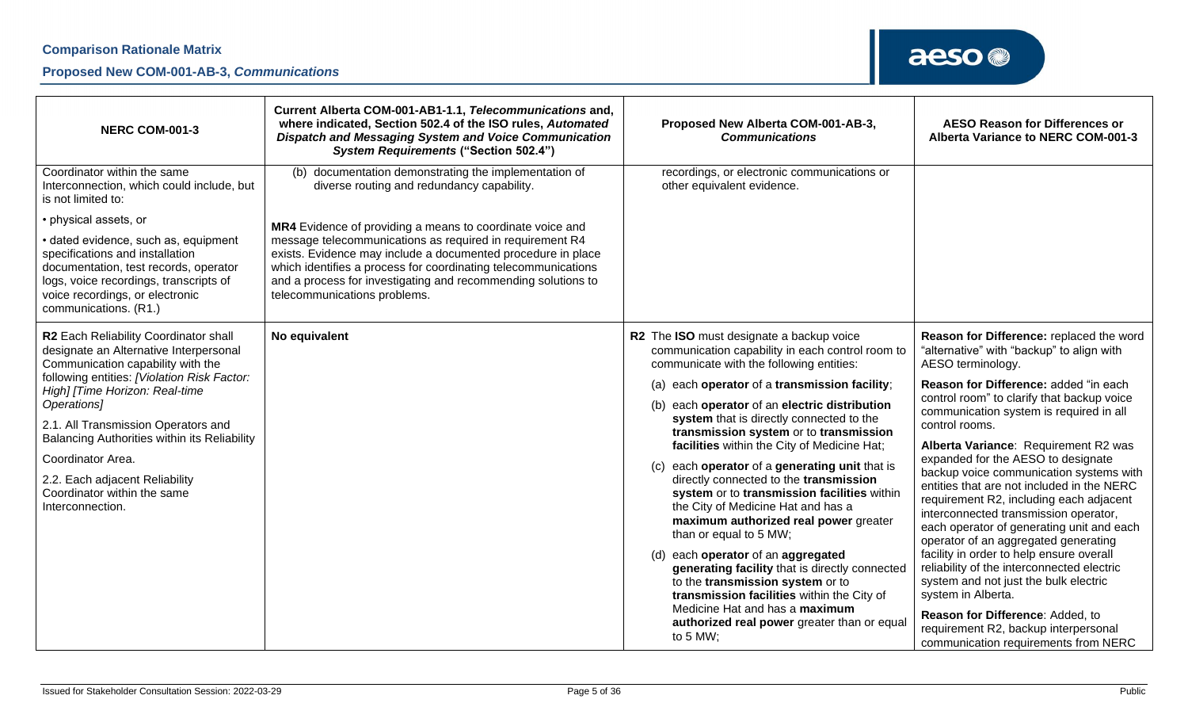| NERC COM-001-3 | Current Alberta COM-001-AB1-1.1, *Telecommunications* and, where indicated, Section 502.4 of the ISO rules, *Automated Dispatch and Messaging System and Voice Communication System Requirements* ("Section 502.4") | Proposed New Alberta COM-001-AB-3, *Communications* | AESO Reason for Differences or Alberta Variance to NERC COM-001-3 |
|---|---|---|---|
| Coordinator within the same Interconnection, which could include, but is not limited to:<br><br>• physical assets, or<br><br>• dated evidence, such as, equipment specifications and installation documentation, test records, operator logs, voice recordings, transcripts of voice recordings, or electronic communications. (R1.) | (b) documentation demonstrating the implementation of diverse routing and redundancy capability.<br><br>**MR4** Evidence of providing a means to coordinate voice and message telecommunications as required in requirement R4 exists. Evidence may include a documented procedure in place which identifies a process for coordinating telecommunications and a process for investigating and recommending solutions to telecommunications problems. | recordings, or electronic communications or other equivalent evidence. | |
| **R2** Each Reliability Coordinator shall designate an Alternative Interpersonal Communication capability with the following entities: *[Violation Risk Factor: High] [Time Horizon: Real-time Operations]*<br><br>2.1. All Transmission Operators and Balancing Authorities within its Reliability Coordinator Area.<br><br>2.2. Each adjacent Reliability Coordinator within the same Interconnection. | **No equivalent** | **R2** The **ISO** must designate a backup voice communication capability in each control room to communicate with the following entities:<br><br>(a) each **operator** of a **transmission facility**;<br><br>(b) each **operator** of an **electric distribution system** that is directly connected to the **transmission system** or to **transmission facilities** within the City of Medicine Hat;<br><br>(c) each **operator** of a **generating unit** that is directly connected to the **transmission system** or to **transmission facilities** within the City of Medicine Hat and has a **maximum authorized real power** greater than or equal to 5 MW;<br><br>(d) each **operator** of an **aggregated generating facility** that is directly connected to the **transmission system** or to **transmission facilities** within the City of Medicine Hat and has a **maximum authorized real power** greater than or equal to 5 MW; | **Reason for Difference:** replaced the word "alternative" with "backup" to align with AESO terminology.<br><br>**Reason for Difference:** added "in each control room" to clarify that backup voice communication system is required in all control rooms.<br><br>**Alberta Variance**: Requirement R2 was expanded for the AESO to designate backup voice communication systems with entities that are not included in the NERC requirement R2, including each adjacent interconnected transmission operator, each operator of generating unit and each operator of an aggregated generating facility in order to help ensure overall reliability of the interconnected electric system and not just the bulk electric system in Alberta.<br><br>**Reason for Difference**: Added, to requirement R2, backup interpersonal communication requirements from NERC |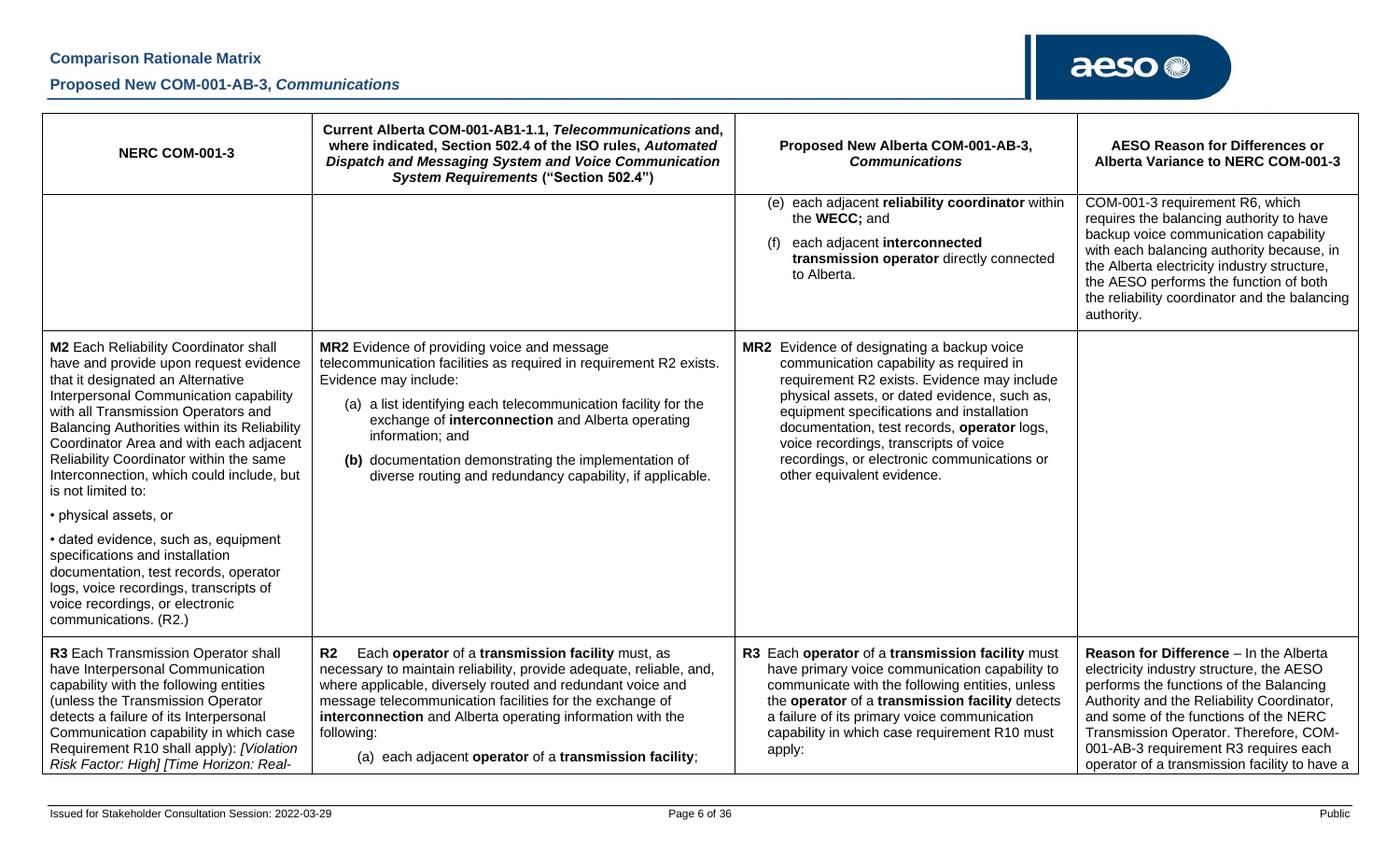| NERC COM-001-3 | Current Alberta COM-001-AB1-1.1, *Telecommunications* and, where indicated, Section 502.4 of the ISO rules, *Automated Dispatch and Messaging System and Voice Communication System Requirements* ("Section 502.4") | Proposed New Alberta COM-001-AB-3, *Communications* | AESO Reason for Differences or Alberta Variance to NERC COM-001-3 |
|---|---|---|---|
| | | (e) each adjacent **reliability coordinator** within the **WECC**; and<br>(f) each adjacent **interconnected transmission operator** directly connected to Alberta. | COM-001-3 requirement R6, which requires the balancing authority to have backup voice communication capability with each balancing authority because, in the Alberta electricity industry structure, the AESO performs the function of both the reliability coordinator and the balancing authority. |
| **M2** Each Reliability Coordinator shall have and provide upon request evidence that it designated an Alternative Interpersonal Communication capability with all Transmission Operators and Balancing Authorities within its Reliability Coordinator Area and with each adjacent Reliability Coordinator within the same Interconnection, which could include, but is not limited to:<br>• physical assets, or<br>• dated evidence, such as, equipment specifications and installation documentation, test records, operator logs, voice recordings, transcripts of voice recordings, or electronic communications. (R2.) | **MR2** Evidence of providing voice and message telecommunication facilities as required in requirement R2 exists. Evidence may include:<br>(a) a list identifying each telecommunication facility for the exchange of **interconnection** and Alberta operating information; and<br>**(b)** documentation demonstrating the implementation of diverse routing and redundancy capability, if applicable. | **MR2** Evidence of designating a backup voice communication capability as required in requirement R2 exists. Evidence may include physical assets, or dated evidence, such as, equipment specifications and installation documentation, test records, **operator** logs, voice recordings, transcripts of voice recordings, or electronic communications or other equivalent evidence. | |
| **R3** Each Transmission Operator shall have Interpersonal Communication capability with the following entities (unless the Transmission Operator detects a failure of its Interpersonal Communication capability in which case Requirement R10 shall apply): *[Violation Risk Factor: High] [Time Horizon: Real-* | **R2** Each **operator** of a **transmission facility** must, as necessary to maintain reliability, provide adequate, reliable, and, where applicable, diversely routed and redundant voice and message telecommunication facilities for the exchange of **interconnection** and Alberta operating information with the following:<br>(a) each adjacent **operator** of a **transmission facility**; | **R3** Each **operator** of a **transmission facility** must have primary voice communication capability to communicate with the following entities, unless the **operator** of a **transmission facility** detects a failure of its primary voice communication capability in which case requirement R10 must apply: | **Reason for Difference** – In the Alberta electricity industry structure, the AESO performs the functions of the Balancing Authority and the Reliability Coordinator, and some of the functions of the NERC Transmission Operator. Therefore, COM-001-AB-3 requirement R3 requires each operator of a transmission facility to have a |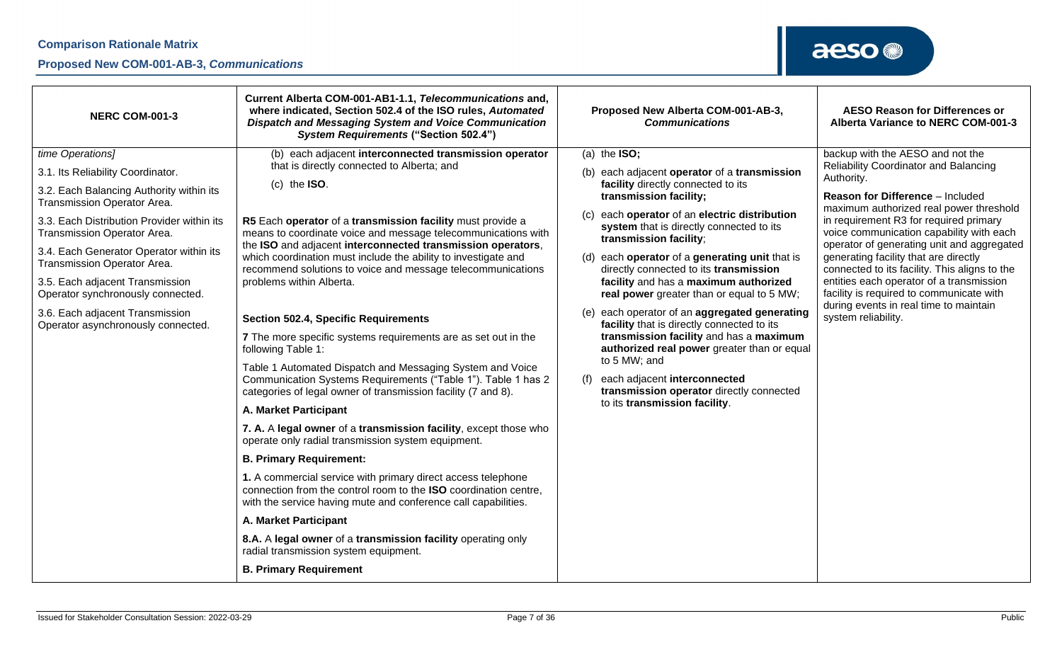| NERC COM-001-3 | Current Alberta COM-001-AB1-1.1, *Telecommunications* and, where indicated, Section 502.4 of the ISO rules, *Automated Dispatch and Messaging System and Voice Communication System Requirements* ("Section 502.4") | Proposed New Alberta COM-001-AB-3, *Communications* | AESO Reason for Differences or Alberta Variance to NERC COM-001-3 |
|---|---|---|---|
| *time Operations]*<br><br>3.1. Its Reliability Coordinator.<br><br>3.2. Each Balancing Authority within its Transmission Operator Area.<br><br>3.3. Each Distribution Provider within its Transmission Operator Area.<br><br>3.4. Each Generator Operator within its Transmission Operator Area.<br><br>3.5. Each adjacent Transmission Operator synchronously connected.<br><br>3.6. Each adjacent Transmission Operator asynchronously connected. | (b) each adjacent **interconnected transmission operator** that is directly connected to Alberta; and<br><br>(c) the **ISO**.<br><br>**R5** Each **operator** of a **transmission facility** must provide a means to coordinate voice and message telecommunications with the **ISO** and adjacent **interconnected transmission operators**, which coordination must include the ability to investigate and recommend solutions to voice and message telecommunications problems within Alberta.<br><br>**Section 502.4, Specific Requirements**<br><br>**7** The more specific systems requirements are as set out in the following Table 1:<br><br>Table 1 Automated Dispatch and Messaging System and Voice Communication Systems Requirements ("Table 1"). Table 1 has 2 categories of legal owner of transmission facility (7 and 8).<br><br>**A. Market Participant**<br><br>**7. A.** A **legal owner** of a **transmission facility**, except those who operate only radial transmission system equipment.<br><br>**B. Primary Requirement:**<br><br>**1.** A commercial service with primary direct access telephone connection from the control room to the **ISO** coordination centre, with the service having mute and conference call capabilities.<br><br>**A. Market Participant**<br><br>**8.A.** A **legal owner** of a **transmission facility** operating only radial transmission system equipment.<br><br>**B. Primary Requirement** | (a) the **ISO;**<br><br>(b) each adjacent **operator** of a **transmission facility** directly connected to its **transmission facility;**<br><br>(c) each **operator** of an **electric distribution system** that is directly connected to its **transmission facility**;<br><br>(d) each **operator** of a **generating unit** that is directly connected to its **transmission facility** and has a **maximum authorized real power** greater than or equal to 5 MW;<br><br>(e) each operator of an **aggregated generating facility** that is directly connected to its **transmission facility** and has a **maximum authorized real power** greater than or equal to 5 MW; and<br><br>(f) each adjacent **interconnected transmission operator** directly connected to its **transmission facility**. | backup with the AESO and not the Reliability Coordinator and Balancing Authority.<br><br>**Reason for Difference** – Included maximum authorized real power threshold in requirement R3 for required primary voice communication capability with each operator of generating unit and aggregated generating facility that are directly connected to its facility. This aligns to the entities each operator of a transmission facility is required to communicate with during events in real time to maintain system reliability. |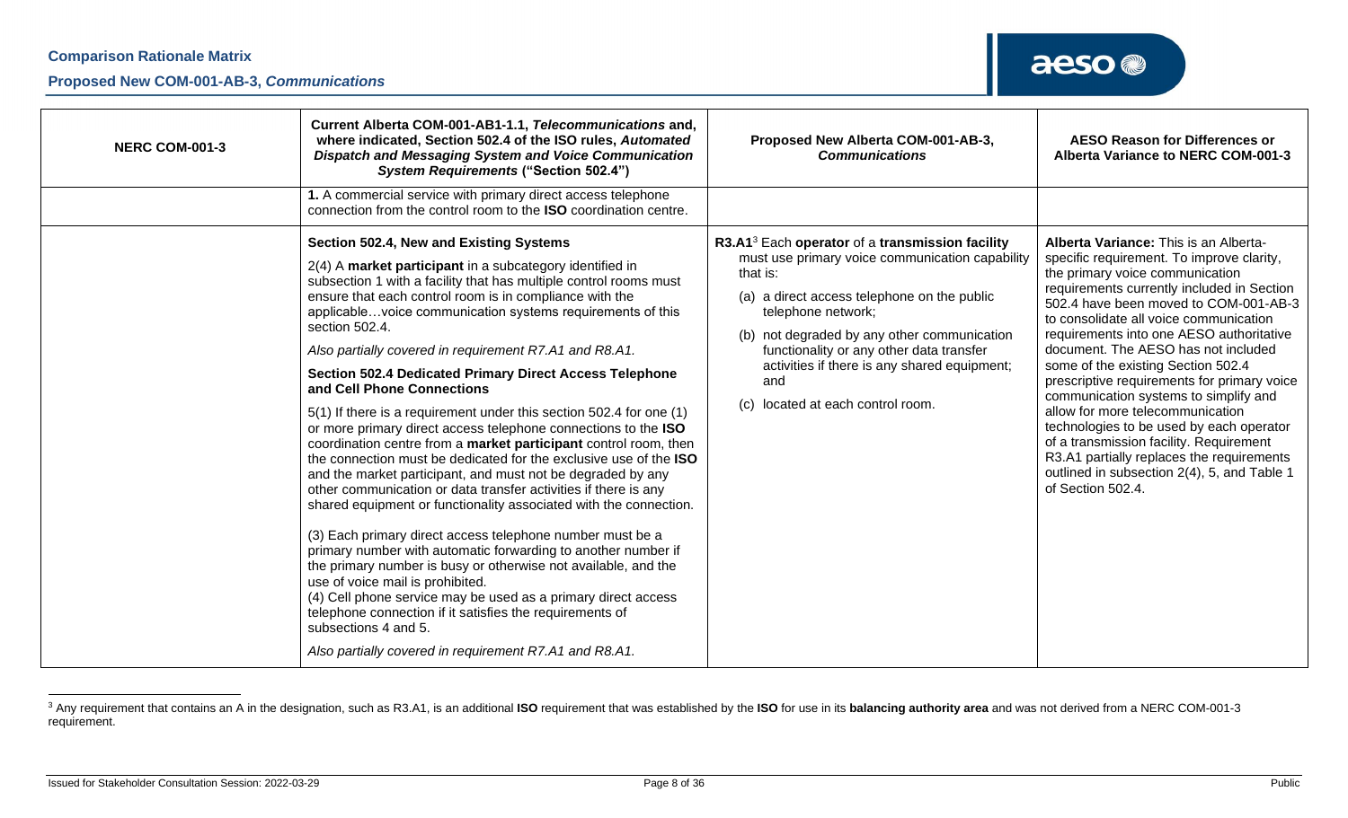| NERC COM-001-3 | Current Alberta COM-001-AB1-1.1, *Telecommunications* and, where indicated, Section 502.4 of the ISO rules, *Automated Dispatch and Messaging System and Voice Communication System Requirements* ("Section 502.4") | Proposed New Alberta COM-001-AB-3, *Communications* | AESO Reason for Differences or Alberta Variance to NERC COM-001-3 |
|---|---|---|---|
| | **1.** A commercial service with primary direct access telephone connection from the control room to the **ISO** coordination centre. | | |
| | **Section 502.4, New and Existing Systems**<br><br>2(4) A **market participant** in a subcategory identified in subsection 1 with a facility that has multiple control rooms must ensure that each control room is in compliance with the applicable…voice communication systems requirements of this section 502.4.<br><br>*Also partially covered in requirement R7.A1 and R8.A1.*<br><br>**Section 502.4 Dedicated Primary Direct Access Telephone and Cell Phone Connections**<br><br>5(1) If there is a requirement under this section 502.4 for one (1) or more primary direct access telephone connections to the **ISO** coordination centre from a **market participant** control room, then the connection must be dedicated for the exclusive use of the **ISO** and the market participant, and must not be degraded by any other communication or data transfer activities if there is any shared equipment or functionality associated with the connection.<br><br>(3) Each primary direct access telephone number must be a primary number with automatic forwarding to another number if the primary number is busy or otherwise not available, and the use of voice mail is prohibited.<br>(4) Cell phone service may be used as a primary direct access telephone connection if it satisfies the requirements of subsections 4 and 5.<br><br>*Also partially covered in requirement R7.A1 and R8.A1.* | **R3.A1**[3] Each **operator** of a **transmission facility** must use primary voice communication capability that is:<br><br>(a) a direct access telephone on the public telephone network;<br><br>(b) not degraded by any other communication functionality or any other data transfer activities if there is any shared equipment; and<br><br>(c) located at each control room. | **Alberta Variance:** This is an Alberta-specific requirement. To improve clarity, the primary voice communication requirements currently included in Section 502.4 have been moved to COM-001-AB-3 to consolidate all voice communication requirements into one AESO authoritative document. The AESO has not included some of the existing Section 502.4 prescriptive requirements for primary voice communication systems to simplify and allow for more telecommunication technologies to be used by each operator of a transmission facility. Requirement R3.A1 partially replaces the requirements outlined in subsection 2(4), 5, and Table 1 of Section 502.4. |

[3] Any requirement that contains an A in the designation, such as R3.A1, is an additional **ISO** requirement that was established by the **ISO** for use in its **balancing authority area** and was not derived from a NERC COM-001-3 requirement.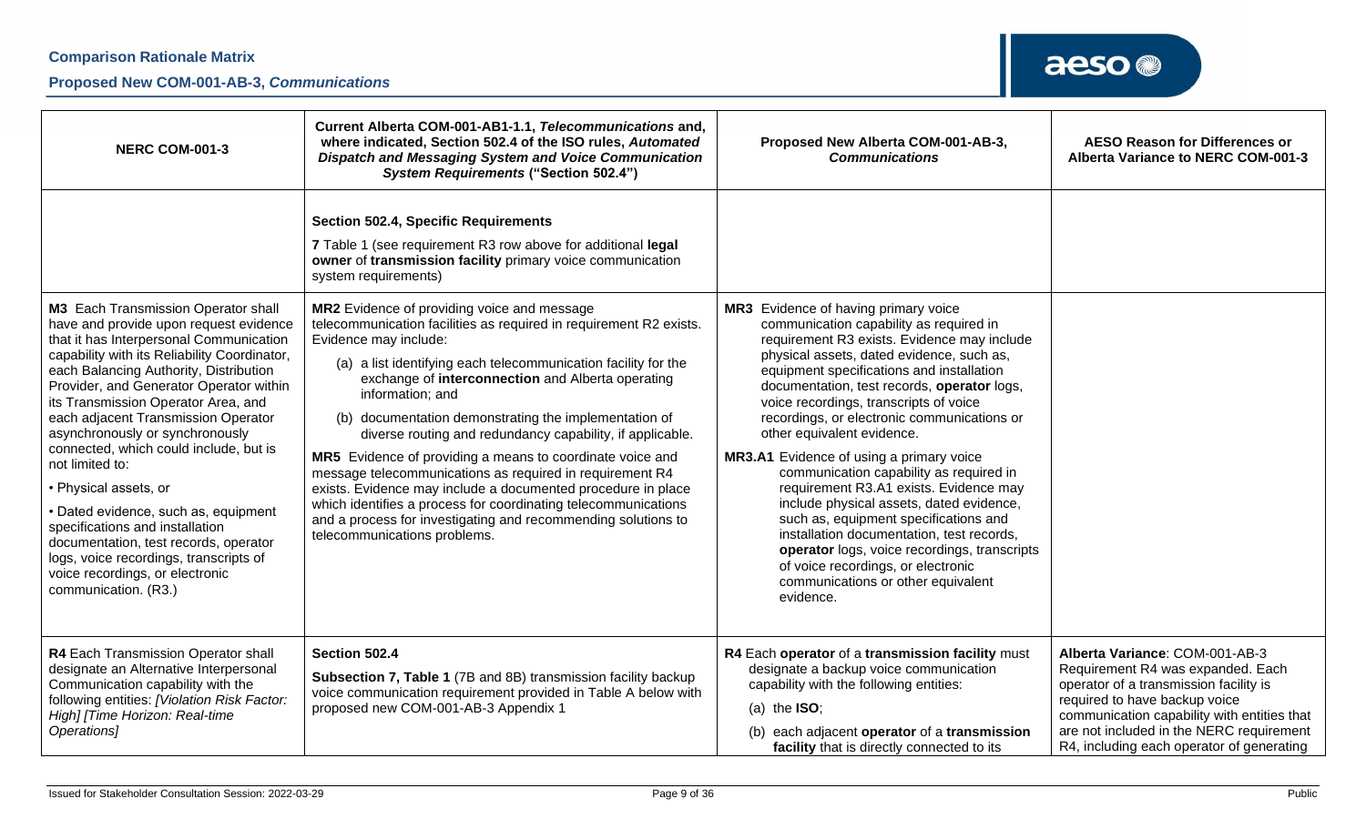| NERC COM-001-3 | Current Alberta COM-001-AB1-1.1, *Telecommunications* and, where indicated, Section 502.4 of the ISO rules, *Automated Dispatch and Messaging System and Voice Communication System Requirements* ("Section 502.4") | Proposed New Alberta COM-001-AB-3, *Communications* | AESO Reason for Differences or Alberta Variance to NERC COM-001-3 |
|---|---|---|---|
| | **Section 502.4, Specific Requirements**<br><br>**7** Table 1 (see requirement R3 row above for additional **legal owner** of **transmission facility** primary voice communication system requirements) | | |
| **M3** Each Transmission Operator shall have and provide upon request evidence that it has Interpersonal Communication capability with its Reliability Coordinator, each Balancing Authority, Distribution Provider, and Generator Operator within its Transmission Operator Area, and each adjacent Transmission Operator asynchronously or synchronously connected, which could include, but is not limited to:<br><br>• Physical assets, or<br><br>• Dated evidence, such as, equipment specifications and installation documentation, test records, operator logs, voice recordings, transcripts of voice recordings, or electronic communication. (R3.) | **MR2** Evidence of providing voice and message telecommunication facilities as required in requirement R2 exists. Evidence may include:<br><br>(a) a list identifying each telecommunication facility for the exchange of **interconnection** and Alberta operating information; and<br><br>(b) documentation demonstrating the implementation of diverse routing and redundancy capability, if applicable.<br><br>**MR5** Evidence of providing a means to coordinate voice and message telecommunications as required in requirement R4 exists. Evidence may include a documented procedure in place which identifies a process for coordinating telecommunications and a process for investigating and recommending solutions to telecommunications problems. | **MR3** Evidence of having primary voice communication capability as required in requirement R3 exists. Evidence may include physical assets, dated evidence, such as, equipment specifications and installation documentation, test records, **operator** logs, voice recordings, transcripts of voice recordings, or electronic communications or other equivalent evidence.<br><br>**MR3.A1** Evidence of using a primary voice communication capability as required in requirement R3.A1 exists. Evidence may include physical assets, dated evidence, such as, equipment specifications and installation documentation, test records, **operator** logs, voice recordings, transcripts of voice recordings, or electronic communications or other equivalent evidence. | |
| **R4** Each Transmission Operator shall designate an Alternative Interpersonal Communication capability with the following entities: *[Violation Risk Factor: High] [Time Horizon: Real-time Operations]* | **Section 502.4**<br><br>**Subsection 7, Table 1** (7B and 8B) transmission facility backup voice communication requirement provided in Table A below with proposed new COM-001-AB-3 Appendix 1 | **R4** Each **operator** of a **transmission facility** must designate a backup voice communication capability with the following entities:<br><br>(a) the **ISO**;<br><br>(b) each adjacent **operator** of a **transmission facility** that is directly connected to its | **Alberta Variance**: COM-001-AB-3 Requirement R4 was expanded. Each operator of a transmission facility is required to have backup voice communication capability with entities that are not included in the NERC requirement R4, including each operator of generating |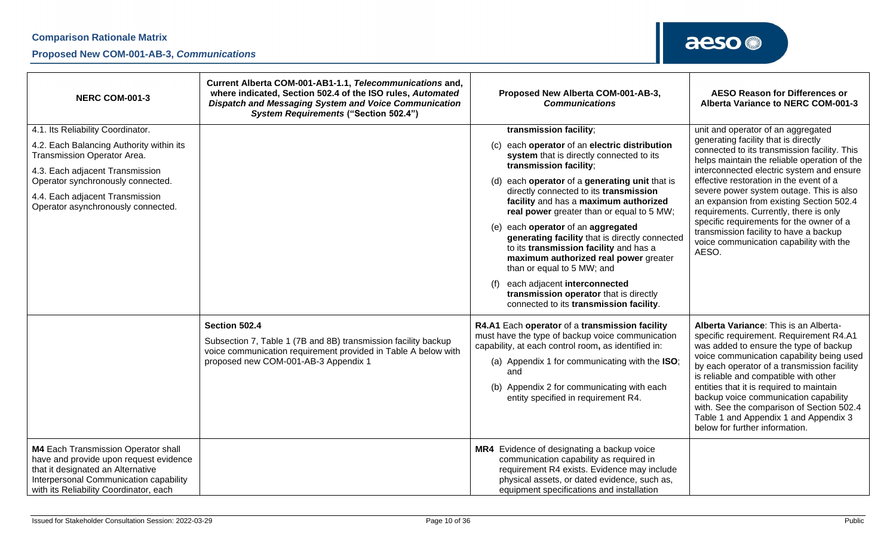| NERC COM-001-3 | Current Alberta COM-001-AB1-1.1, *Telecommunications* and, where indicated, Section 502.4 of the ISO rules, *Automated Dispatch and Messaging System and Voice Communication System Requirements* ("Section 502.4") | Proposed New Alberta COM-001-AB-3, *Communications* | AESO Reason for Differences or Alberta Variance to NERC COM-001-3 |
|---|---|---|---|
| 4.1. Its Reliability Coordinator.<br><br>4.2. Each Balancing Authority within its Transmission Operator Area.<br><br>4.3. Each adjacent Transmission Operator synchronously connected.<br><br>4.4. Each adjacent Transmission Operator asynchronously connected. | | **transmission facility**;<br><br>(c) each **operator** of an **electric distribution system** that is directly connected to its **transmission facility**;<br><br>(d) each **operator** of a **generating unit** that is directly connected to its **transmission facility** and has a **maximum authorized real power** greater than or equal to 5 MW;<br><br>(e) each **operator** of an **aggregated generating facility** that is directly connected to its **transmission facility** and has a **maximum authorized real power** greater than or equal to 5 MW; and<br><br>(f) each adjacent **interconnected transmission operator** that is directly connected to its **transmission facility**. | unit and operator of an aggregated generating facility that is directly connected to its transmission facility. This helps maintain the reliable operation of the interconnected electric system and ensure effective restoration in the event of a severe power system outage. This is also an expansion from existing Section 502.4 requirements. Currently, there is only specific requirements for the owner of a transmission facility to have a backup voice communication capability with the AESO. |
| | **Section 502.4**<br><br>Subsection 7, Table 1 (7B and 8B) transmission facility backup voice communication requirement provided in Table A below with proposed new COM-001-AB-3 Appendix 1 | **R4.A1** Each **operator** of a **transmission facility** must have the type of backup voice communication capability, at each control room**,** as identified in:<br><br>(a) Appendix 1 for communicating with the **ISO**; and<br><br>(b) Appendix 2 for communicating with each entity specified in requirement R4. | **Alberta Variance**: This is an Alberta-specific requirement. Requirement R4.A1 was added to ensure the type of backup voice communication capability being used by each operator of a transmission facility is reliable and compatible with other entities that it is required to maintain backup voice communication capability with. See the comparison of Section 502.4 Table 1 and Appendix 1 and Appendix 3 below for further information. |
| **M4** Each Transmission Operator shall have and provide upon request evidence that it designated an Alternative Interpersonal Communication capability with its Reliability Coordinator, each | | **MR4** Evidence of designating a backup voice communication capability as required in requirement R4 exists. Evidence may include physical assets, or dated evidence, such as, equipment specifications and installation | |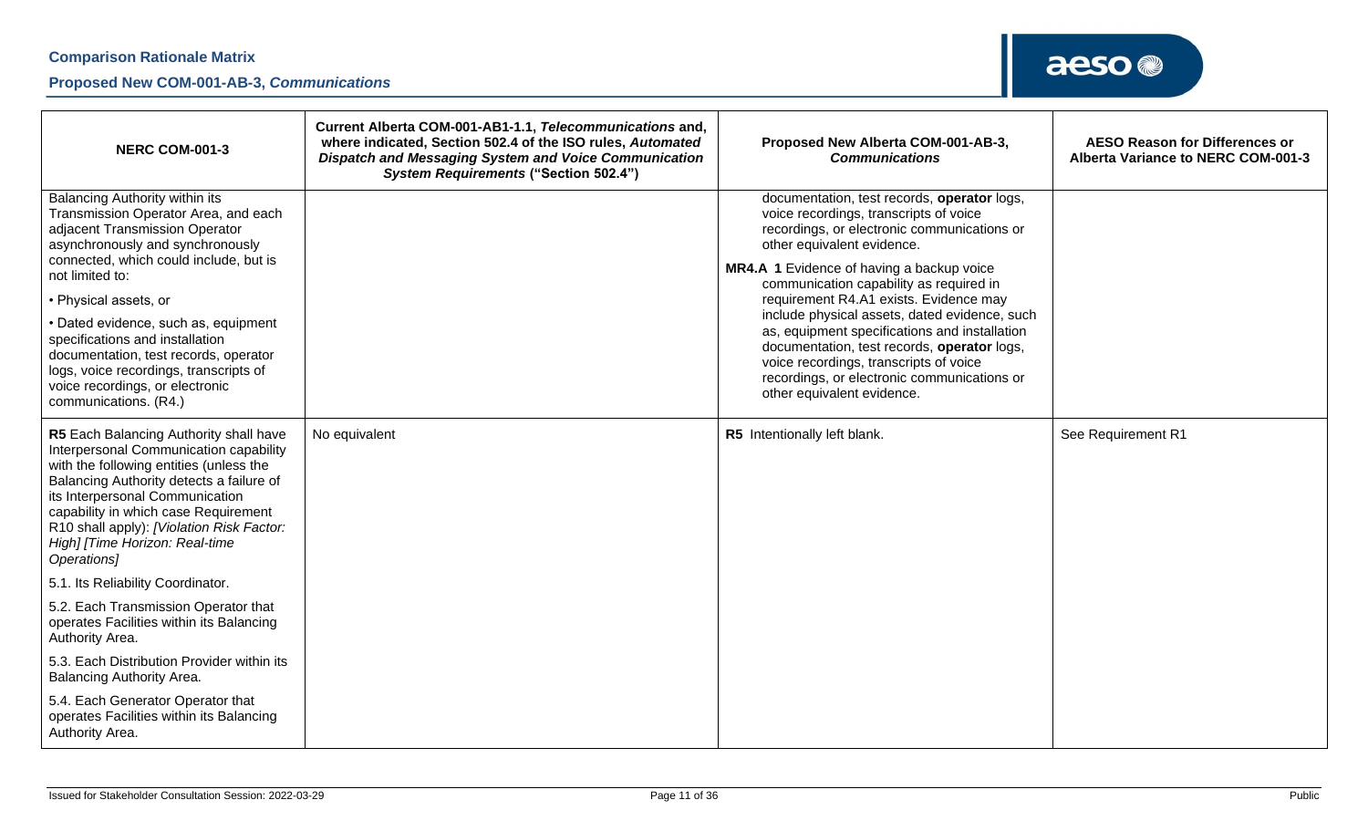| NERC COM-001-3 | Current Alberta COM-001-AB1-1.1, *Telecommunications* and, where indicated, Section 502.4 of the ISO rules, *Automated Dispatch and Messaging System and Voice Communication System Requirements* ("Section 502.4") | Proposed New Alberta COM-001-AB-3, *Communications* | AESO Reason for Differences or Alberta Variance to NERC COM-001-3 |
|---|---|---|---|
| Balancing Authority within its Transmission Operator Area, and each adjacent Transmission Operator asynchronously and synchronously connected, which could include, but is not limited to:<br><br>• Physical assets, or<br><br>• Dated evidence, such as, equipment specifications and installation documentation, test records, operator logs, voice recordings, transcripts of voice recordings, or electronic communications. (R4.) | | documentation, test records, **operator** logs, voice recordings, transcripts of voice recordings, or electronic communications or other equivalent evidence.<br><br>**MR4.A 1** Evidence of having a backup voice communication capability as required in requirement R4.A1 exists. Evidence may include physical assets, dated evidence, such as, equipment specifications and installation documentation, test records, **operator** logs, voice recordings, transcripts of voice recordings, or electronic communications or other equivalent evidence. | |
| **R5** Each Balancing Authority shall have Interpersonal Communication capability with the following entities (unless the Balancing Authority detects a failure of its Interpersonal Communication capability in which case Requirement R10 shall apply): *[Violation Risk Factor: High] [Time Horizon: Real-time Operations]*<br><br>5.1. Its Reliability Coordinator.<br><br>5.2. Each Transmission Operator that operates Facilities within its Balancing Authority Area.<br><br>5.3. Each Distribution Provider within its Balancing Authority Area.<br><br>5.4. Each Generator Operator that operates Facilities within its Balancing Authority Area. | No equivalent | **R5** Intentionally left blank. | See Requirement R1 |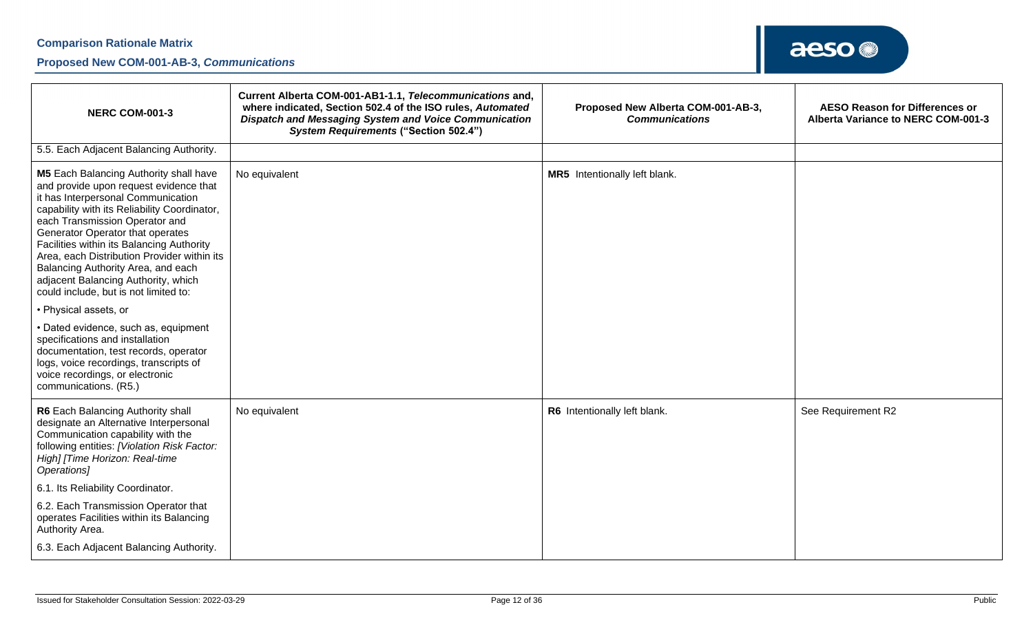| NERC COM-001-3 | Current Alberta COM-001-AB1-1.1, *Telecommunications* and, where indicated, Section 502.4 of the ISO rules, *Automated Dispatch and Messaging System and Voice Communication System Requirements* ("Section 502.4") | Proposed New Alberta COM-001-AB-3, *Communications* | AESO Reason for Differences or Alberta Variance to NERC COM-001-3 |
|---|---|---|---|
| 5.5. Each Adjacent Balancing Authority. | | | |
| **M5** Each Balancing Authority shall have and provide upon request evidence that it has Interpersonal Communication capability with its Reliability Coordinator, each Transmission Operator and Generator Operator that operates Facilities within its Balancing Authority Area, each Distribution Provider within its Balancing Authority Area, and each adjacent Balancing Authority, which could include, but is not limited to:<br><br>• Physical assets, or<br><br>• Dated evidence, such as, equipment specifications and installation documentation, test records, operator logs, voice recordings, transcripts of voice recordings, or electronic communications. (R5.) | No equivalent | **MR5** Intentionally left blank. | |
| **R6** Each Balancing Authority shall designate an Alternative Interpersonal Communication capability with the following entities: *[Violation Risk Factor: High] [Time Horizon: Real-time Operations]*<br><br>6.1. Its Reliability Coordinator.<br><br>6.2. Each Transmission Operator that operates Facilities within its Balancing Authority Area.<br><br>6.3. Each Adjacent Balancing Authority. | No equivalent | **R6** Intentionally left blank. | See Requirement R2 |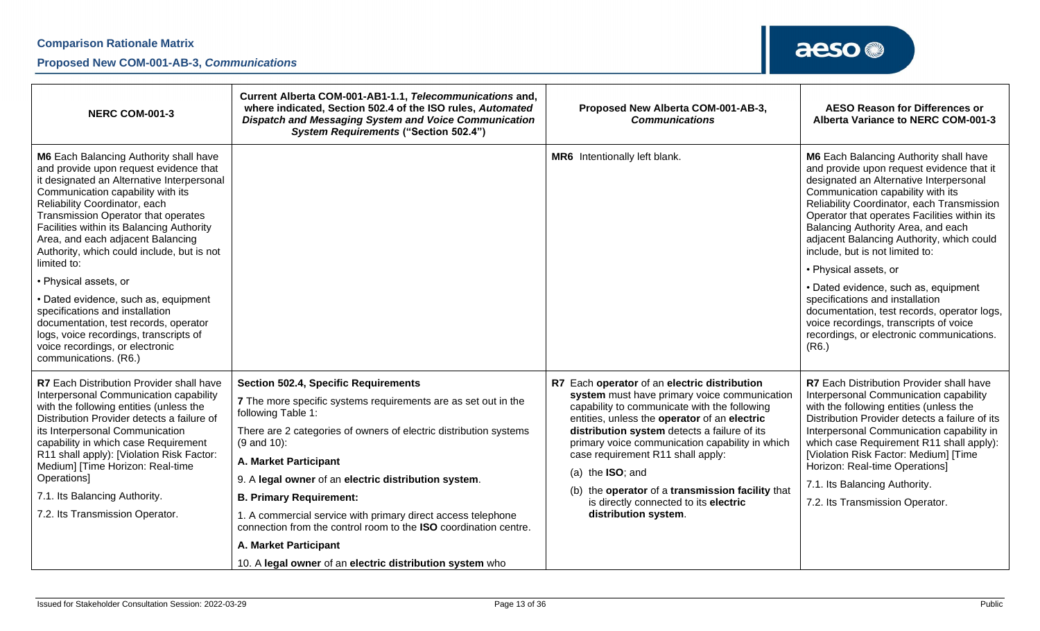| NERC COM-001-3 | Current Alberta COM-001-AB1-1.1, *Telecommunications* and, where indicated, Section 502.4 of the ISO rules, *Automated Dispatch and Messaging System and Voice Communication System Requirements* ("Section 502.4") | Proposed New Alberta COM-001-AB-3, *Communications* | AESO Reason for Differences or Alberta Variance to NERC COM-001-3 |
|---|---|---|---|
| **M6** Each Balancing Authority shall have and provide upon request evidence that it designated an Alternative Interpersonal Communication capability with its Reliability Coordinator, each Transmission Operator that operates Facilities within its Balancing Authority Area, and each adjacent Balancing Authority, which could include, but is not limited to:<br><br>• Physical assets, or<br><br>• Dated evidence, such as, equipment specifications and installation documentation, test records, operator logs, voice recordings, transcripts of voice recordings, or electronic communications. (R6.) | | **MR6** Intentionally left blank. | **M6** Each Balancing Authority shall have and provide upon request evidence that it designated an Alternative Interpersonal Communication capability with its Reliability Coordinator, each Transmission Operator that operates Facilities within its Balancing Authority Area, and each adjacent Balancing Authority, which could include, but is not limited to:<br><br>• Physical assets, or<br><br>• Dated evidence, such as, equipment specifications and installation documentation, test records, operator logs, voice recordings, transcripts of voice recordings, or electronic communications. (R6.) |
| **R7** Each Distribution Provider shall have Interpersonal Communication capability with the following entities (unless the Distribution Provider detects a failure of its Interpersonal Communication capability in which case Requirement R11 shall apply): [Violation Risk Factor: Medium] [Time Horizon: Real-time Operations]<br><br>7.1. Its Balancing Authority.<br><br>7.2. Its Transmission Operator. | **Section 502.4, Specific Requirements**<br><br>**7** The more specific systems requirements are as set out in the following Table 1:<br><br>There are 2 categories of owners of electric distribution systems (9 and 10):<br><br>**A. Market Participant**<br><br>9. A **legal owner** of an **electric distribution system**.<br><br>**B. Primary Requirement:**<br><br>1. A commercial service with primary direct access telephone connection from the control room to the **ISO** coordination centre.<br><br>**A. Market Participant**<br><br>10. A **legal owner** of an **electric distribution system** who | **R7** Each **operator** of an **electric distribution system** must have primary voice communication capability to communicate with the following entities, unless the **operator** of an **electric distribution system** detects a failure of its primary voice communication capability in which case requirement R11 shall apply:<br><br>(a) the **ISO**; and<br><br>(b) the **operator** of a **transmission facility** that is directly connected to its **electric distribution system**. | **R7** Each Distribution Provider shall have Interpersonal Communication capability with the following entities (unless the Distribution Provider detects a failure of its Interpersonal Communication capability in which case Requirement R11 shall apply): [Violation Risk Factor: Medium] [Time Horizon: Real-time Operations]<br><br>7.1. Its Balancing Authority.<br><br>7.2. Its Transmission Operator. |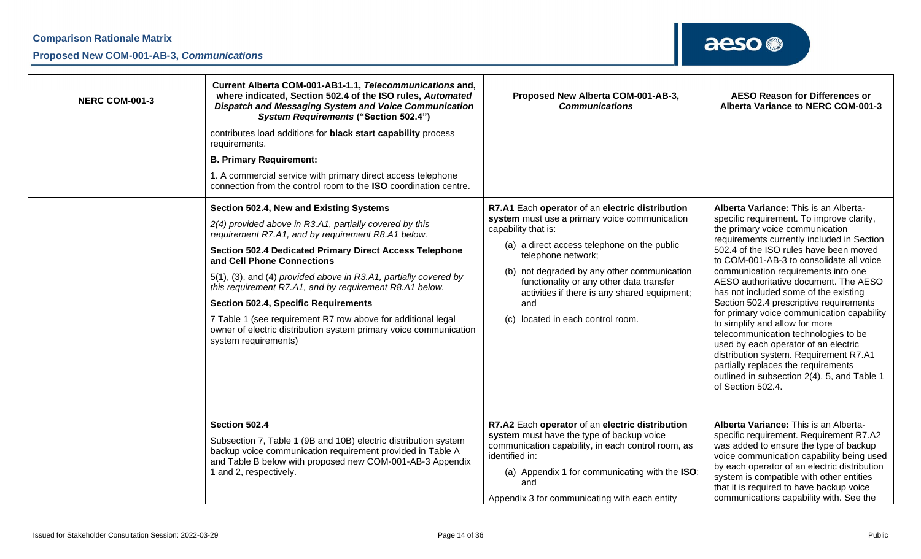| NERC COM-001-3 | Current Alberta COM-001-AB1-1.1, *Telecommunications* and, where indicated, Section 502.4 of the ISO rules, *Automated Dispatch and Messaging System and Voice Communication System Requirements* ("Section 502.4") | Proposed New Alberta COM-001-AB-3, *Communications* | AESO Reason for Differences or Alberta Variance to NERC COM-001-3 |
|---|---|---|---|
| | contributes load additions for **black start capability** process requirements.<br><br>**B. Primary Requirement:**<br><br>1. A commercial service with primary direct access telephone connection from the control room to the **ISO** coordination centre. | | |
| | **Section 502.4, New and Existing Systems**<br><br>*2(4) provided above in R3.A1, partially covered by this requirement R7.A1, and by requirement R8.A1 below.*<br><br>**Section 502.4 Dedicated Primary Direct Access Telephone and Cell Phone Connections**<br><br>*5(1), (3), and (4) provided above in R3.A1, partially covered by this requirement R7.A1, and by requirement R8.A1 below.*<br><br>**Section 502.4, Specific Requirements**<br><br>7 Table 1 (see requirement R7 row above for additional legal owner of electric distribution system primary voice communication system requirements) | **R7.A1** Each **operator** of an **electric distribution system** must use a primary voice communication capability that is:<br><br>(a) a direct access telephone on the public telephone network;<br><br>(b) not degraded by any other communication functionality or any other data transfer activities if there is any shared equipment; and<br><br>(c) located in each control room. | **Alberta Variance:** This is an Alberta-specific requirement. To improve clarity, the primary voice communication requirements currently included in Section 502.4 of the ISO rules have been moved to COM-001-AB-3 to consolidate all voice communication requirements into one AESO authoritative document. The AESO has not included some of the existing Section 502.4 prescriptive requirements for primary voice communication capability to simplify and allow for more telecommunication technologies to be used by each operator of an electric distribution system. Requirement R7.A1 partially replaces the requirements outlined in subsection 2(4), 5, and Table 1 of Section 502.4. |
| | **Section 502.4**<br><br>Subsection 7, Table 1 (9B and 10B) electric distribution system backup voice communication requirement provided in Table A and Table B below with proposed new COM-001-AB-3 Appendix 1 and 2, respectively. | **R7.A2** Each **operator** of an **electric distribution system** must have the type of backup voice communication capability, in each control room, as identified in:<br><br>(a) Appendix 1 for communicating with the **ISO**; and<br><br>Appendix 3 for communicating with each entity | **Alberta Variance:** This is an Alberta-specific requirement. Requirement R7.A2 was added to ensure the type of backup voice communication capability being used by each operator of an electric distribution system is compatible with other entities that it is required to have backup voice communications capability with. See the |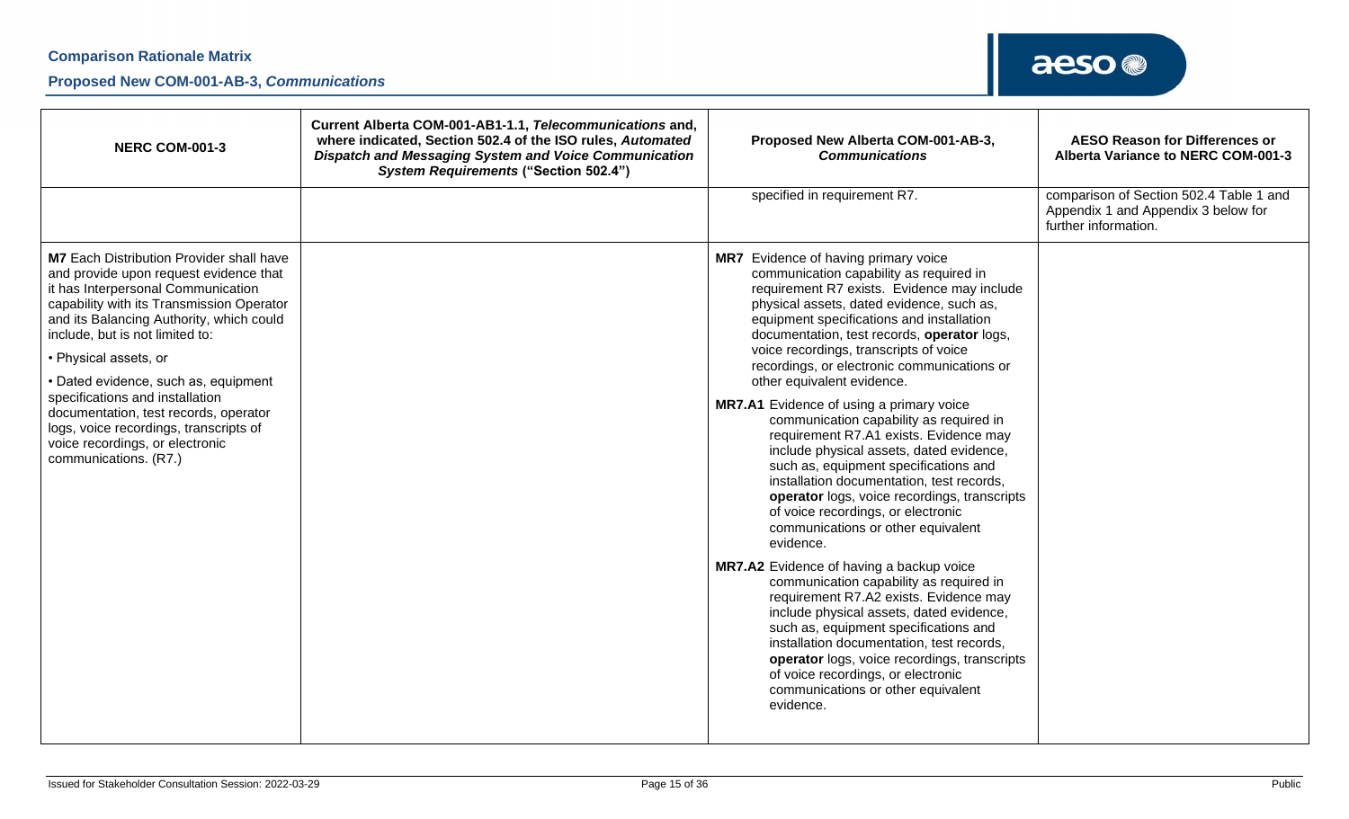| NERC COM-001-3 | Current Alberta COM-001-AB1-1.1, *Telecommunications* and, where indicated, Section 502.4 of the ISO rules, *Automated Dispatch and Messaging System and Voice Communication System Requirements* ("Section 502.4") | Proposed New Alberta COM-001-AB-3, *Communications* | AESO Reason for Differences or Alberta Variance to NERC COM-001-3 |
|---|---|---|---|
| | | specified in requirement R7. | comparison of Section 502.4 Table 1 and Appendix 1 and Appendix 3 below for further information. |
| **M7** Each Distribution Provider shall have and provide upon request evidence that it has Interpersonal Communication capability with its Transmission Operator and its Balancing Authority, which could include, but is not limited to:<br>• Physical assets, or<br>• Dated evidence, such as, equipment specifications and installation documentation, test records, operator logs, voice recordings, transcripts of voice recordings, or electronic communications. (R7.) | | **MR7** Evidence of having primary voice communication capability as required in requirement R7 exists. Evidence may include physical assets, dated evidence, such as, equipment specifications and installation documentation, test records, **operator** logs, voice recordings, transcripts of voice recordings, or electronic communications or other equivalent evidence.<br>**MR7.A1** Evidence of using a primary voice communication capability as required in requirement R7.A1 exists. Evidence may include physical assets, dated evidence, such as, equipment specifications and installation documentation, test records, **operator** logs, voice recordings, transcripts of voice recordings, or electronic communications or other equivalent evidence.<br>**MR7.A2** Evidence of having a backup voice communication capability as required in requirement R7.A2 exists. Evidence may include physical assets, dated evidence, such as, equipment specifications and installation documentation, test records, **operator** logs, voice recordings, transcripts of voice recordings, or electronic communications or other equivalent evidence. | |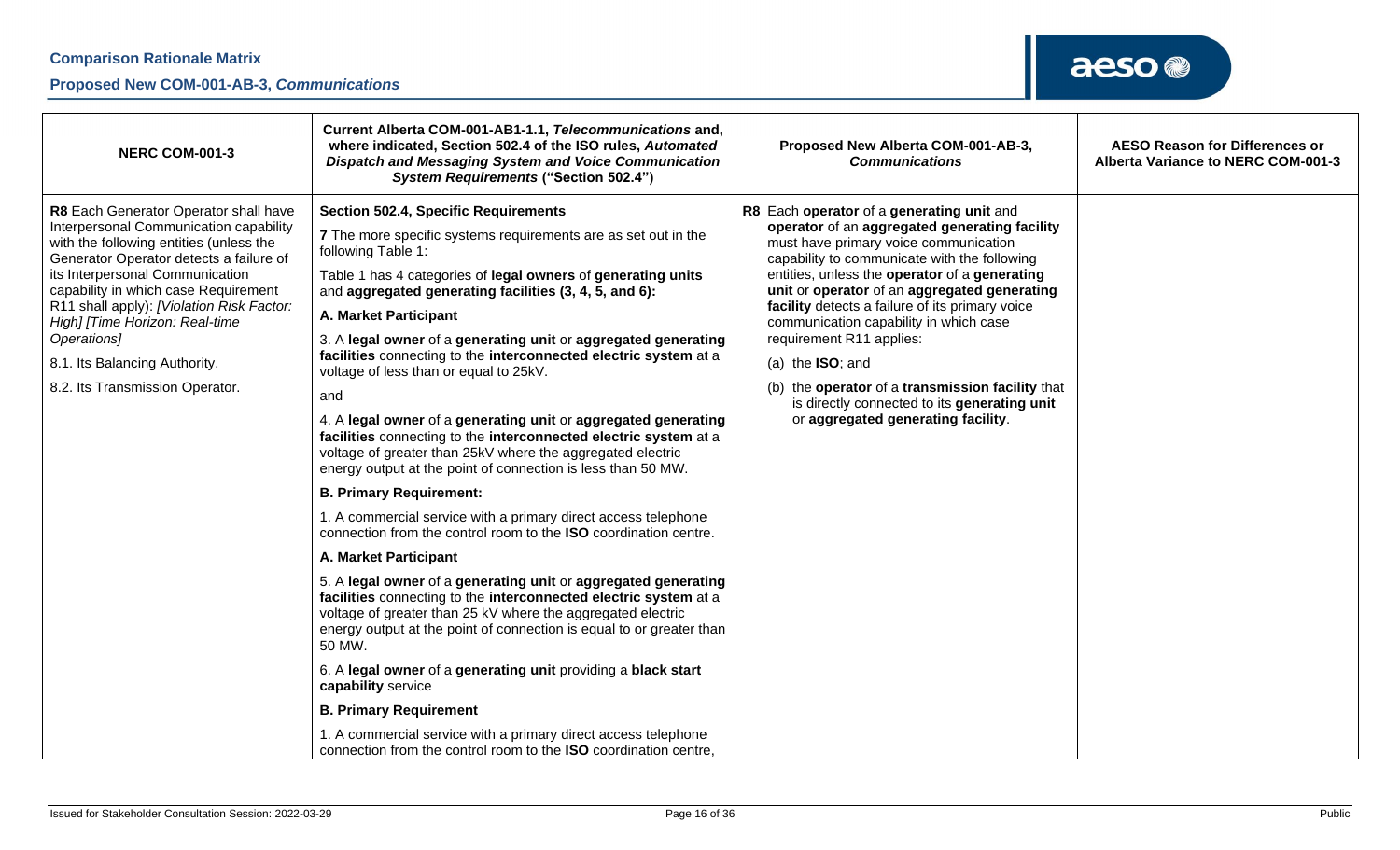| NERC COM-001-3 | Current Alberta COM-001-AB1-1.1, *Telecommunications* and, where indicated, Section 502.4 of the ISO rules, *Automated Dispatch and Messaging System and Voice Communication System Requirements* ("Section 502.4") | Proposed New Alberta COM-001-AB-3, *Communications* | AESO Reason for Differences or Alberta Variance to NERC COM-001-3 |
|---|---|---|---|
| **R8** Each Generator Operator shall have Interpersonal Communication capability with the following entities (unless the Generator Operator detects a failure of its Interpersonal Communication capability in which case Requirement R11 shall apply): *[Violation Risk Factor: High] [Time Horizon: Real-time Operations]*<br><br>8.1. Its Balancing Authority.<br><br>8.2. Its Transmission Operator. | **Section 502.4, Specific Requirements**<br><br>**7** The more specific systems requirements are as set out in the following Table 1:<br><br>Table 1 has 4 categories of **legal owners** of **generating units** and **aggregated generating facilities (3, 4, 5, and 6):**<br><br>**A. Market Participant**<br><br>3. A **legal owner** of a **generating unit** or **aggregated generating facilities** connecting to the **interconnected electric system** at a voltage of less than or equal to 25kV.<br><br>and<br><br>4. A **legal owner** of a **generating unit** or **aggregated generating facilities** connecting to the **interconnected electric system** at a voltage of greater than 25kV where the aggregated electric energy output at the point of connection is less than 50 MW.<br><br>**B. Primary Requirement:**<br><br>1. A commercial service with a primary direct access telephone connection from the control room to the **ISO** coordination centre.<br><br>**A. Market Participant**<br><br>5. A **legal owner** of a **generating unit** or **aggregated generating facilities** connecting to the **interconnected electric system** at a voltage of greater than 25 kV where the aggregated electric energy output at the point of connection is equal to or greater than 50 MW.<br><br>6. A **legal owner** of a **generating unit** providing a **black start capability** service<br><br>**B. Primary Requirement**<br><br>1. A commercial service with a primary direct access telephone connection from the control room to the **ISO** coordination centre, | R8 Each **operator** of a **generating unit** and **operator** of an **aggregated generating facility** must have primary voice communication capability to communicate with the following entities, unless the **operator** of a **generating unit** or **operator** of an **aggregated generating facility** detects a failure of its primary voice communication capability in which case requirement R11 applies:<br><br>(a) the **ISO**; and<br><br>(b) the **operator** of a **transmission facility** that is directly connected to its **generating unit** or **aggregated generating facility**. | |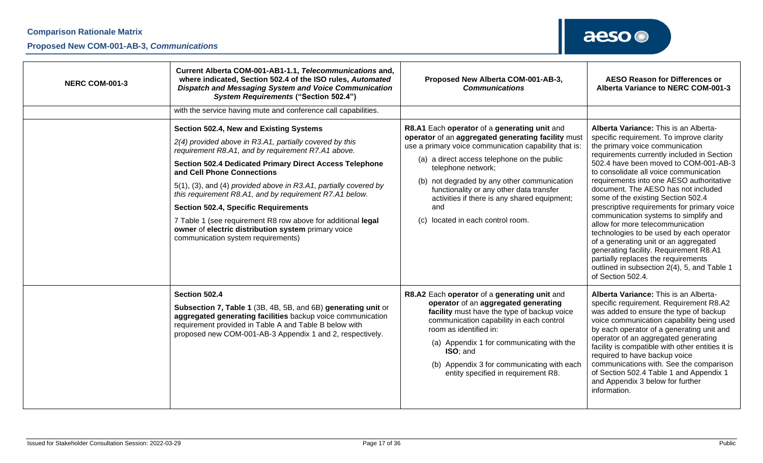| NERC COM-001-3 | Current Alberta COM-001-AB1-1.1, *Telecommunications* and, where indicated, Section 502.4 of the ISO rules, *Automated Dispatch and Messaging System and Voice Communication System Requirements* ("Section 502.4") | Proposed New Alberta COM-001-AB-3, *Communications* | AESO Reason for Differences or Alberta Variance to NERC COM-001-3 |
|---|---|---|---|
| | with the service having mute and conference call capabilities. | | |
| | **Section 502.4, New and Existing Systems**<br>*2(4) provided above in R3.A1, partially covered by this requirement R8.A1, and by requirement R7.A1 above.*<br>**Section 502.4 Dedicated Primary Direct Access Telephone and Cell Phone Connections**<br>5(1), (3), and (4) *provided above in R3.A1, partially covered by this requirement R8.A1, and by requirement R7.A1 below.*<br>**Section 502.4, Specific Requirements**<br>7 Table 1 (see requirement R8 row above for additional **legal owner** of **electric distribution system** primary voice communication system requirements) | **R8.A1** Each **operator** of a **generating unit** and **operator** of an **aggregated generating facility** must use a primary voice communication capability that is:<br>(a) a direct access telephone on the public telephone network;<br>(b) not degraded by any other communication functionality or any other data transfer activities if there is any shared equipment; and<br>(c) located in each control room. | **Alberta Variance:** This is an Alberta-specific requirement. To improve clarity the primary voice communication requirements currently included in Section 502.4 have been moved to COM-001-AB-3 to consolidate all voice communication requirements into one AESO authoritative document. The AESO has not included some of the existing Section 502.4 prescriptive requirements for primary voice communication systems to simplify and allow for more telecommunication technologies to be used by each operator of a generating unit or an aggregated generating facility. Requirement R8.A1 partially replaces the requirements outlined in subsection 2(4), 5, and Table 1 of Section 502.4. |
| | **Section 502.4**<br>**Subsection 7, Table 1** (3B, 4B, 5B, and 6B) **generating unit** or **aggregated generating facilities** backup voice communication requirement provided in Table A and Table B below with proposed new COM-001-AB-3 Appendix 1 and 2, respectively. | **R8.A2** Each **operator** of a **generating unit** and **operator** of an **aggregated generating facility** must have the type of backup voice communication capability in each control room as identified in:<br>(a) Appendix 1 for communicating with the **ISO**; and<br>(b) Appendix 3 for communicating with each entity specified in requirement R8. | **Alberta Variance:** This is an Alberta-specific requirement. Requirement R8.A2 was added to ensure the type of backup voice communication capability being used by each operator of a generating unit and operator of an aggregated generating facility is compatible with other entities it is required to have backup voice communications with. See the comparison of Section 502.4 Table 1 and Appendix 1 and Appendix 3 below for further information. |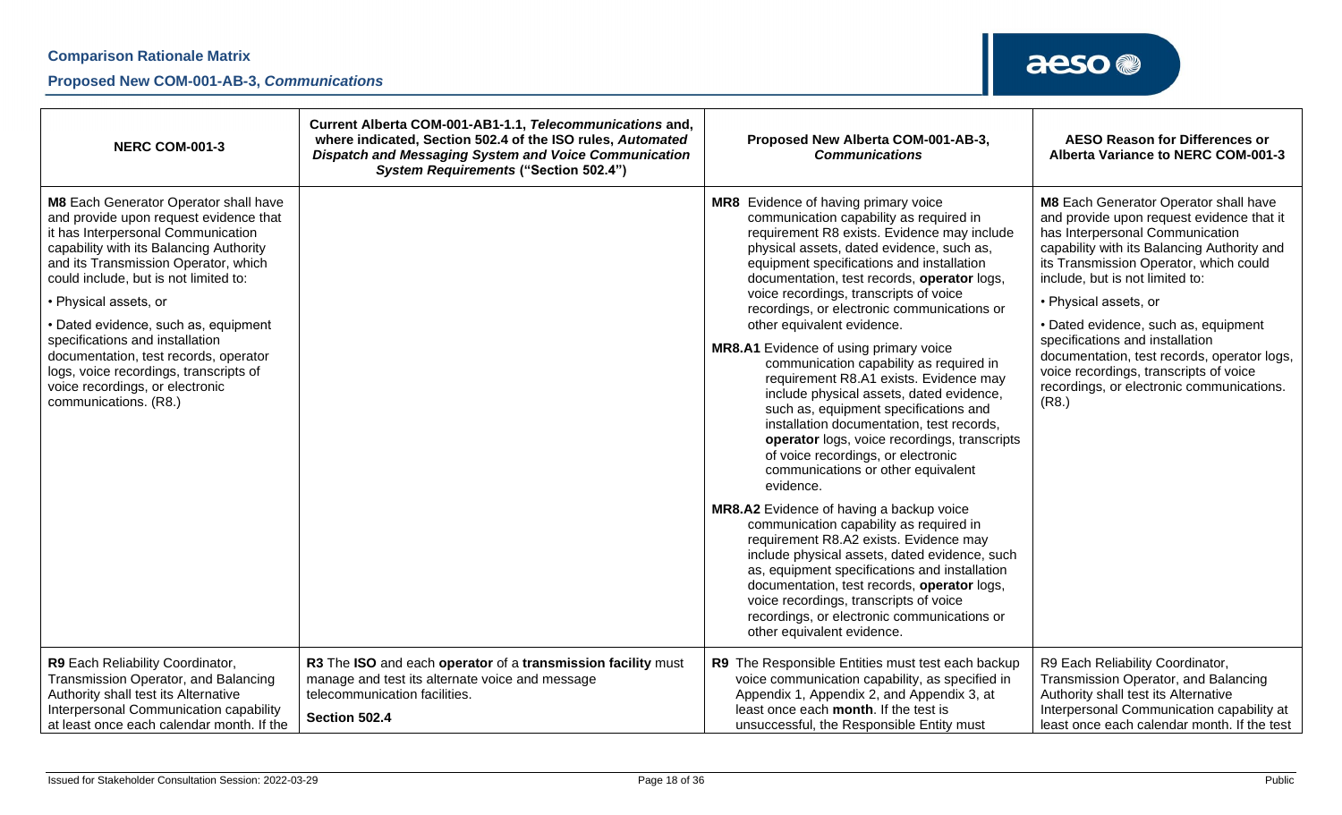| NERC COM-001-3 | Current Alberta COM-001-AB1-1.1, *Telecommunications* and, where indicated, Section 502.4 of the ISO rules, *Automated Dispatch and Messaging System and Voice Communication System Requirements* ("Section 502.4") | Proposed New Alberta COM-001-AB-3, *Communications* | AESO Reason for Differences or Alberta Variance to NERC COM-001-3 |
|---|---|---|---|
| **M8** Each Generator Operator shall have and provide upon request evidence that it has Interpersonal Communication capability with its Balancing Authority and its Transmission Operator, which could include, but is not limited to:<br>• Physical assets, or<br>• Dated evidence, such as, equipment specifications and installation documentation, test records, operator logs, voice recordings, transcripts of voice recordings, or electronic communications. (R8.) | | **MR8** Evidence of having primary voice communication capability as required in requirement R8 exists. Evidence may include physical assets, dated evidence, such as, equipment specifications and installation documentation, test records, **operator** logs, voice recordings, transcripts of voice recordings, or electronic communications or other equivalent evidence.<br>**MR8.A1** Evidence of using primary voice communication capability as required in requirement R8.A1 exists. Evidence may include physical assets, dated evidence, such as, equipment specifications and installation documentation, test records, **operator** logs, voice recordings, transcripts of voice recordings, or electronic communications or other equivalent evidence.<br>**MR8.A2** Evidence of having a backup voice communication capability as required in requirement R8.A2 exists. Evidence may include physical assets, dated evidence, such as, equipment specifications and installation documentation, test records, **operator** logs, voice recordings, transcripts of voice recordings, or electronic communications or other equivalent evidence. | **M8** Each Generator Operator shall have and provide upon request evidence that it has Interpersonal Communication capability with its Balancing Authority and its Transmission Operator, which could include, but is not limited to:<br>• Physical assets, or<br>• Dated evidence, such as, equipment specifications and installation documentation, test records, operator logs, voice recordings, transcripts of voice recordings, or electronic communications. (R8.) |
| **R9** Each Reliability Coordinator, Transmission Operator, and Balancing Authority shall test its Alternative Interpersonal Communication capability at least once each calendar month. If the | **R3** The **ISO** and each **operator** of a **transmission facility** must manage and test its alternate voice and message telecommunication facilities.<br>**Section 502.4** | **R9** The Responsible Entities must test each backup voice communication capability, as specified in Appendix 1, Appendix 2, and Appendix 3, at least once each **month**. If the test is unsuccessful, the Responsible Entity must | R9 Each Reliability Coordinator, Transmission Operator, and Balancing Authority shall test its Alternative Interpersonal Communication capability at least once each calendar month. If the test |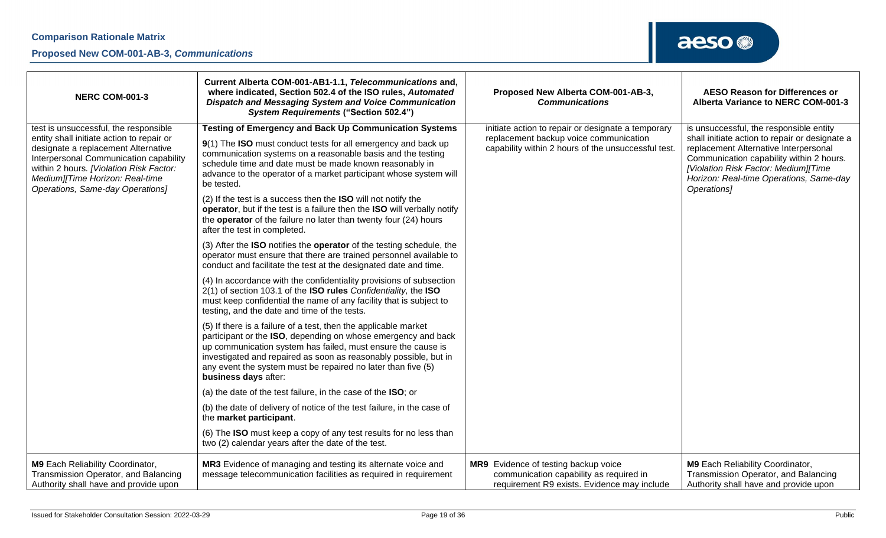| NERC COM-001-3 | Current Alberta COM-001-AB1-1.1, *Telecommunications* and, where indicated, Section 502.4 of the ISO rules, *Automated Dispatch and Messaging System and Voice Communication System Requirements* ("Section 502.4") | Proposed New Alberta COM-001-AB-3, *Communications* | AESO Reason for Differences or Alberta Variance to NERC COM-001-3 |
|---|---|---|---|
| test is unsuccessful, the responsible entity shall initiate action to repair or designate a replacement Alternative Interpersonal Communication capability within 2 hours. *[Violation Risk Factor: Medium][Time Horizon: Real-time Operations, Same-day Operations]* | **Testing of Emergency and Back Up Communication Systems**<br><br>**9**(1) The **ISO** must conduct tests for all emergency and back up communication systems on a reasonable basis and the testing schedule time and date must be made known reasonably in advance to the operator of a market participant whose system will be tested.<br><br>(2) If the test is a success then the **ISO** will not notify the **operator**, but if the test is a failure then the **ISO** will verbally notify the **operator** of the failure no later than twenty four (24) hours after the test in completed.<br><br>(3) After the **ISO** notifies the **operator** of the testing schedule, the operator must ensure that there are trained personnel available to conduct and facilitate the test at the designated date and time.<br><br>(4) In accordance with the confidentiality provisions of subsection 2(1) of section 103.1 of the **ISO rules** *Confidentiality,* the **ISO** must keep confidential the name of any facility that is subject to testing, and the date and time of the tests.<br><br>(5) If there is a failure of a test, then the applicable market participant or the **ISO**, depending on whose emergency and back up communication system has failed, must ensure the cause is investigated and repaired as soon as reasonably possible, but in any event the system must be repaired no later than five (5) **business days** after:<br><br>(a) the date of the test failure, in the case of the **ISO**; or<br><br>(b) the date of delivery of notice of the test failure, in the case of the **market participant**.<br><br>(6) The **ISO** must keep a copy of any test results for no less than two (2) calendar years after the date of the test. | initiate action to repair or designate a temporary replacement backup voice communication capability within 2 hours of the unsuccessful test. | is unsuccessful, the responsible entity shall initiate action to repair or designate a replacement Alternative Interpersonal Communication capability within 2 hours. *[Violation Risk Factor: Medium][Time Horizon: Real-time Operations, Same-day Operations]* |
| **M9** Each Reliability Coordinator, Transmission Operator, and Balancing Authority shall have and provide upon | **MR3** Evidence of managing and testing its alternate voice and message telecommunication facilities as required in requirement | **MR9** Evidence of testing backup voice communication capability as required in requirement R9 exists. Evidence may include | **M9** Each Reliability Coordinator, Transmission Operator, and Balancing Authority shall have and provide upon |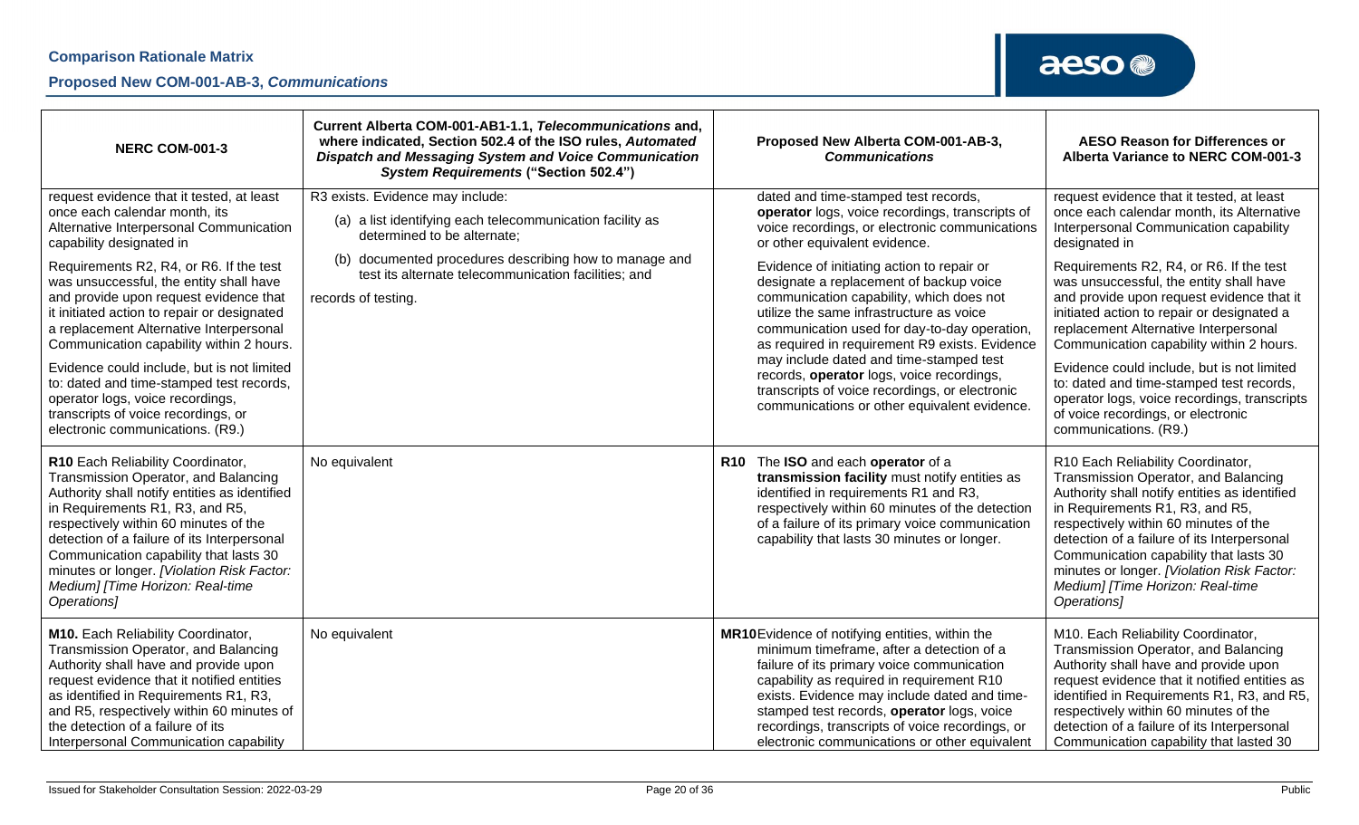| NERC COM-001-3 | Current Alberta COM-001-AB1-1.1, *Telecommunications* and, where indicated, Section 502.4 of the ISO rules, *Automated Dispatch and Messaging System and Voice Communication System Requirements* ("Section 502.4") | Proposed New Alberta COM-001-AB-3, *Communications* | AESO Reason for Differences or Alberta Variance to NERC COM-001-3 |
|---|---|---|---|
| request evidence that it tested, at least once each calendar month, its Alternative Interpersonal Communication capability designated in<br><br>Requirements R2, R4, or R6. If the test was unsuccessful, the entity shall have and provide upon request evidence that it initiated action to repair or designated a replacement Alternative Interpersonal Communication capability within 2 hours.<br><br>Evidence could include, but is not limited to: dated and time-stamped test records, operator logs, voice recordings, transcripts of voice recordings, or electronic communications. (R9.) | R3 exists. Evidence may include:<br><br>(a) a list identifying each telecommunication facility as determined to be alternate;<br><br>(b) documented procedures describing how to manage and test its alternate telecommunication facilities; and<br><br>records of testing. | dated and time-stamped test records, **operator** logs, voice recordings, transcripts of voice recordings, or electronic communications or other equivalent evidence.<br><br>Evidence of initiating action to repair or designate a replacement of backup voice communication capability, which does not utilize the same infrastructure as voice communication used for day-to-day operation, as required in requirement R9 exists. Evidence may include dated and time-stamped test records, **operator** logs, voice recordings, transcripts of voice recordings, or electronic communications or other equivalent evidence. | request evidence that it tested, at least once each calendar month, its Alternative Interpersonal Communication capability designated in<br><br>Requirements R2, R4, or R6. If the test was unsuccessful, the entity shall have and provide upon request evidence that it initiated action to repair or designated a replacement Alternative Interpersonal Communication capability within 2 hours.<br><br>Evidence could include, but is not limited to: dated and time-stamped test records, operator logs, voice recordings, transcripts of voice recordings, or electronic communications. (R9.) |
| **R10** Each Reliability Coordinator, Transmission Operator, and Balancing Authority shall notify entities as identified in Requirements R1, R3, and R5, respectively within 60 minutes of the detection of a failure of its Interpersonal Communication capability that lasts 30 minutes or longer. *[Violation Risk Factor: Medium] [Time Horizon: Real-time Operations]* | No equivalent | **R10** The **ISO** and each **operator** of a **transmission facility** must notify entities as identified in requirements R1 and R3, respectively within 60 minutes of the detection of a failure of its primary voice communication capability that lasts 30 minutes or longer. | R10 Each Reliability Coordinator, Transmission Operator, and Balancing Authority shall notify entities as identified in Requirements R1, R3, and R5, respectively within 60 minutes of the detection of a failure of its Interpersonal Communication capability that lasts 30 minutes or longer. *[Violation Risk Factor: Medium] [Time Horizon: Real-time Operations]* |
| **M10.** Each Reliability Coordinator, Transmission Operator, and Balancing Authority shall have and provide upon request evidence that it notified entities as identified in Requirements R1, R3, and R5, respectively within 60 minutes of the detection of a failure of its Interpersonal Communication capability | No equivalent | **MR10** Evidence of notifying entities, within the minimum timeframe, after a detection of a failure of its primary voice communication capability as required in requirement R10 exists. Evidence may include dated and time-stamped test records, **operator** logs, voice recordings, transcripts of voice recordings, or electronic communications or other equivalent | M10. Each Reliability Coordinator, Transmission Operator, and Balancing Authority shall have and provide upon request evidence that it notified entities as identified in Requirements R1, R3, and R5, respectively within 60 minutes of the detection of a failure of its Interpersonal Communication capability that lasted 30 |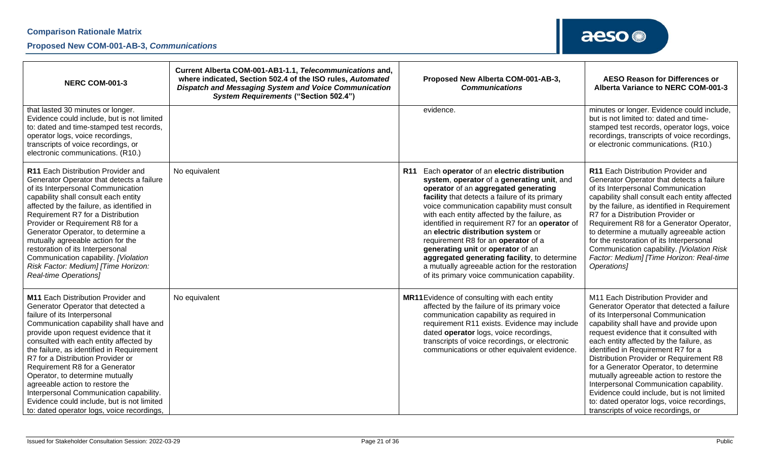| NERC COM-001-3 | Current Alberta COM-001-AB1-1.1, *Telecommunications* and, where indicated, Section 502.4 of the ISO rules, *Automated Dispatch and Messaging System and Voice Communication System Requirements* ("Section 502.4") | Proposed New Alberta COM-001-AB-3, *Communications* | AESO Reason for Differences or Alberta Variance to NERC COM-001-3 |
|---|---|---|---|
| that lasted 30 minutes or longer. Evidence could include, but is not limited to: dated and time-stamped test records, operator logs, voice recordings, transcripts of voice recordings, or electronic communications. (R10.) | | evidence. | minutes or longer. Evidence could include, but is not limited to: dated and time-stamped test records, operator logs, voice recordings, transcripts of voice recordings, or electronic communications. (R10.) |
| **R11** Each Distribution Provider and Generator Operator that detects a failure of its Interpersonal Communication capability shall consult each entity affected by the failure, as identified in Requirement R7 for a Distribution Provider or Requirement R8 for a Generator Operator, to determine a mutually agreeable action for the restoration of its Interpersonal Communication capability. *[Violation Risk Factor: Medium] [Time Horizon: Real-time Operations]* | No equivalent | **R11** Each **operator** of an **electric distribution system**, **operator** of a **generating unit**, and **operator** of an **aggregated generating facility** that detects a failure of its primary voice communication capability must consult with each entity affected by the failure, as identified in requirement R7 for an **operator** of an **electric distribution system** or requirement R8 for an **operator** of a **generating unit** or **operator** of an **aggregated generating facility**, to determine a mutually agreeable action for the restoration of its primary voice communication capability. | **R11** Each Distribution Provider and Generator Operator that detects a failure of its Interpersonal Communication capability shall consult each entity affected by the failure, as identified in Requirement R7 for a Distribution Provider or Requirement R8 for a Generator Operator, to determine a mutually agreeable action for the restoration of its Interpersonal Communication capability. *[Violation Risk Factor: Medium] [Time Horizon: Real-time Operations]* |
| **M11** Each Distribution Provider and Generator Operator that detected a failure of its Interpersonal Communication capability shall have and provide upon request evidence that it consulted with each entity affected by the failure, as identified in Requirement R7 for a Distribution Provider or Requirement R8 for a Generator Operator, to determine mutually agreeable action to restore the Interpersonal Communication capability. Evidence could include, but is not limited to: dated operator logs, voice recordings, | No equivalent | **MR11** Evidence of consulting with each entity affected by the failure of its primary voice communication capability as required in requirement R11 exists. Evidence may include dated **operator** logs, voice recordings, transcripts of voice recordings, or electronic communications or other equivalent evidence. | M11 Each Distribution Provider and Generator Operator that detected a failure of its Interpersonal Communication capability shall have and provide upon request evidence that it consulted with each entity affected by the failure, as identified in Requirement R7 for a Distribution Provider or Requirement R8 for a Generator Operator, to determine mutually agreeable action to restore the Interpersonal Communication capability. Evidence could include, but is not limited to: dated operator logs, voice recordings, transcripts of voice recordings, or |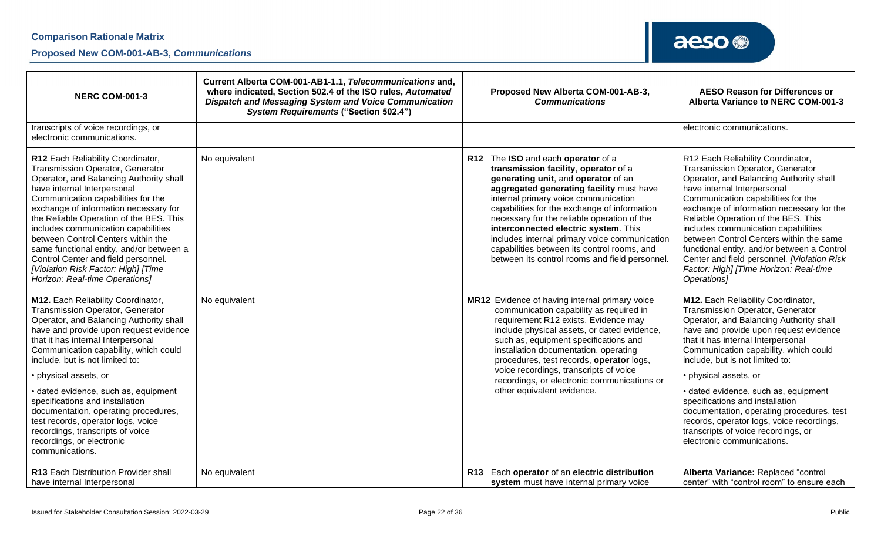| NERC COM-001-3 | Current Alberta COM-001-AB1-1.1, *Telecommunications* and, where indicated, Section 502.4 of the ISO rules, *Automated Dispatch and Messaging System and Voice Communication System Requirements* ("Section 502.4") | Proposed New Alberta COM-001-AB-3, *Communications* | AESO Reason for Differences or Alberta Variance to NERC COM-001-3 |
|---|---|---|---|
| transcripts of voice recordings, or electronic communications. | | | electronic communications. |
| **R12** Each Reliability Coordinator, Transmission Operator, Generator Operator, and Balancing Authority shall have internal Interpersonal Communication capabilities for the exchange of information necessary for the Reliable Operation of the BES. This includes communication capabilities between Control Centers within the same functional entity, and/or between a Control Center and field personnel. *[Violation Risk Factor: High] [Time Horizon: Real-time Operations]* | No equivalent | **R12** The **ISO** and each **operator** of a **transmission facility**, **operator** of a **generating unit**, and **operator** of an **aggregated generating facility** must have internal primary voice communication capabilities for the exchange of information necessary for the reliable operation of the **interconnected electric system**. This includes internal primary voice communication capabilities between its control rooms, and between its control rooms and field personnel. | R12 Each Reliability Coordinator, Transmission Operator, Generator Operator, and Balancing Authority shall have internal Interpersonal Communication capabilities for the exchange of information necessary for the Reliable Operation of the BES. This includes communication capabilities between Control Centers within the same functional entity, and/or between a Control Center and field personnel. *[Violation Risk Factor: High] [Time Horizon: Real-time Operations]* |
| **M12.** Each Reliability Coordinator, Transmission Operator, Generator Operator, and Balancing Authority shall have and provide upon request evidence that it has internal Interpersonal Communication capability, which could include, but is not limited to:<br>• physical assets, or<br>• dated evidence, such as, equipment specifications and installation documentation, operating procedures, test records, operator logs, voice recordings, transcripts of voice recordings, or electronic communications. | No equivalent | **MR12** Evidence of having internal primary voice communication capability as required in requirement R12 exists. Evidence may include physical assets, or dated evidence, such as, equipment specifications and installation documentation, operating procedures, test records, **operator** logs, voice recordings, transcripts of voice recordings, or electronic communications or other equivalent evidence. | **M12.** Each Reliability Coordinator, Transmission Operator, Generator Operator, and Balancing Authority shall have and provide upon request evidence that it has internal Interpersonal Communication capability, which could include, but is not limited to:<br>• physical assets, or<br>• dated evidence, such as, equipment specifications and installation documentation, operating procedures, test records, operator logs, voice recordings, transcripts of voice recordings, or electronic communications. |
| **R13** Each Distribution Provider shall have internal Interpersonal | No equivalent | **R13** Each **operator** of an **electric distribution system** must have internal primary voice | **Alberta Variance:** Replaced "control center" with "control room" to ensure each |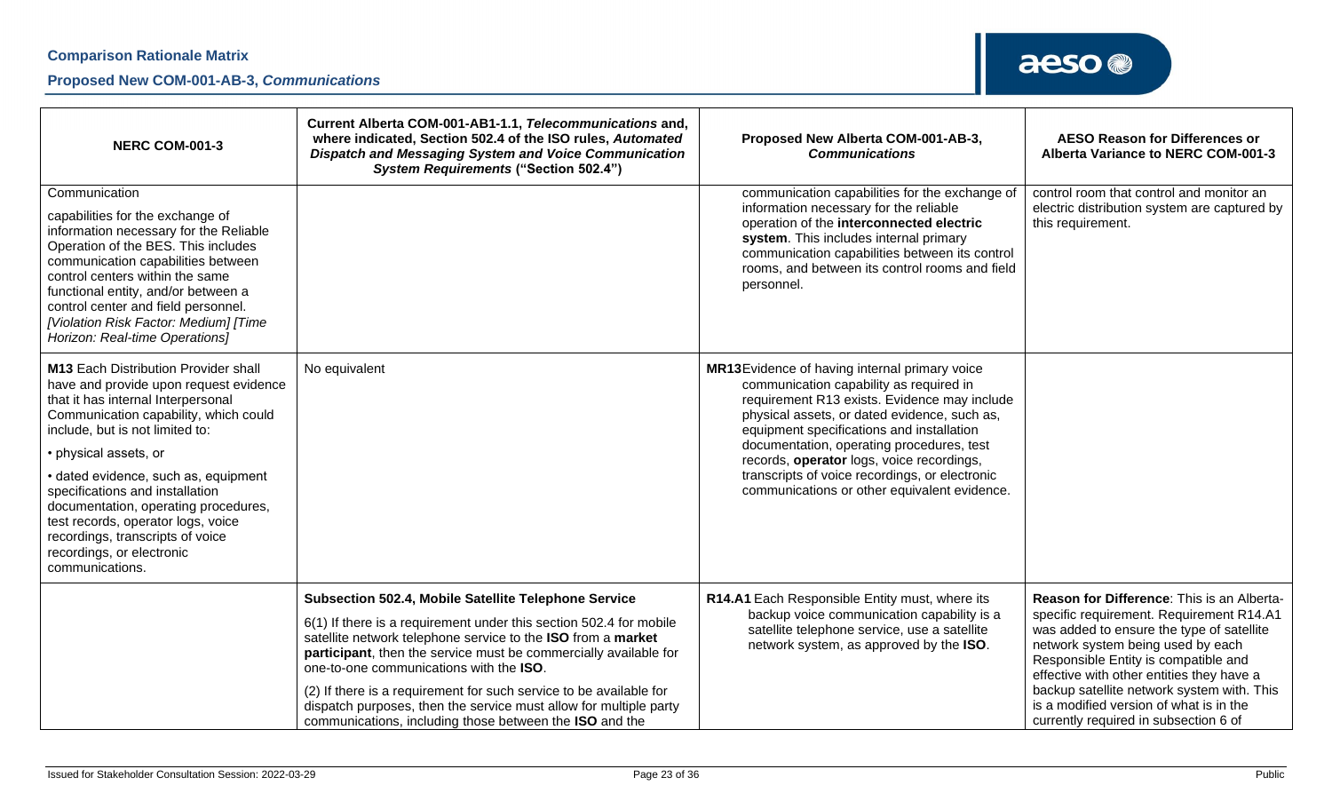| NERC COM-001-3 | Current Alberta COM-001-AB1-1.1, *Telecommunications* and, where indicated, Section 502.4 of the ISO rules, *Automated Dispatch and Messaging System and Voice Communication System Requirements* ("Section 502.4") | Proposed New Alberta COM-001-AB-3, *Communications* | AESO Reason for Differences or Alberta Variance to NERC COM-001-3 |
|---|---|---|---|
| Communication<br><br>capabilities for the exchange of information necessary for the Reliable Operation of the BES. This includes communication capabilities between control centers within the same functional entity, and/or between a control center and field personnel. *[Violation Risk Factor: Medium] [Time Horizon: Real-time Operations]* | | communication capabilities for the exchange of information necessary for the reliable operation of the **interconnected electric system**. This includes internal primary communication capabilities between its control rooms, and between its control rooms and field personnel. | control room that control and monitor an electric distribution system are captured by this requirement. |
| **M13** Each Distribution Provider shall have and provide upon request evidence that it has internal Interpersonal Communication capability, which could include, but is not limited to:<br><br>• physical assets, or<br><br>• dated evidence, such as, equipment specifications and installation documentation, operating procedures, test records, operator logs, voice recordings, transcripts of voice recordings, or electronic communications. | No equivalent | **MR13** Evidence of having internal primary voice communication capability as required in requirement R13 exists. Evidence may include physical assets, or dated evidence, such as, equipment specifications and installation documentation, operating procedures, test records, **operator** logs, voice recordings, transcripts of voice recordings, or electronic communications or other equivalent evidence. | |
| | **Subsection 502.4, Mobile Satellite Telephone Service**<br><br>6(1) If there is a requirement under this section 502.4 for mobile satellite network telephone service to the **ISO** from a **market participant**, then the service must be commercially available for one-to-one communications with the **ISO**.<br><br>(2) If there is a requirement for such service to be available for dispatch purposes, then the service must allow for multiple party communications, including those between the **ISO** and the | **R14.A1** Each Responsible Entity must, where its backup voice communication capability is a satellite telephone service, use a satellite network system, as approved by the **ISO**. | **Reason for Difference**: This is an Alberta-specific requirement. Requirement R14.A1 was added to ensure the type of satellite network system being used by each Responsible Entity is compatible and effective with other entities they have a backup satellite network system with. This is a modified version of what is in the currently required in subsection 6 of |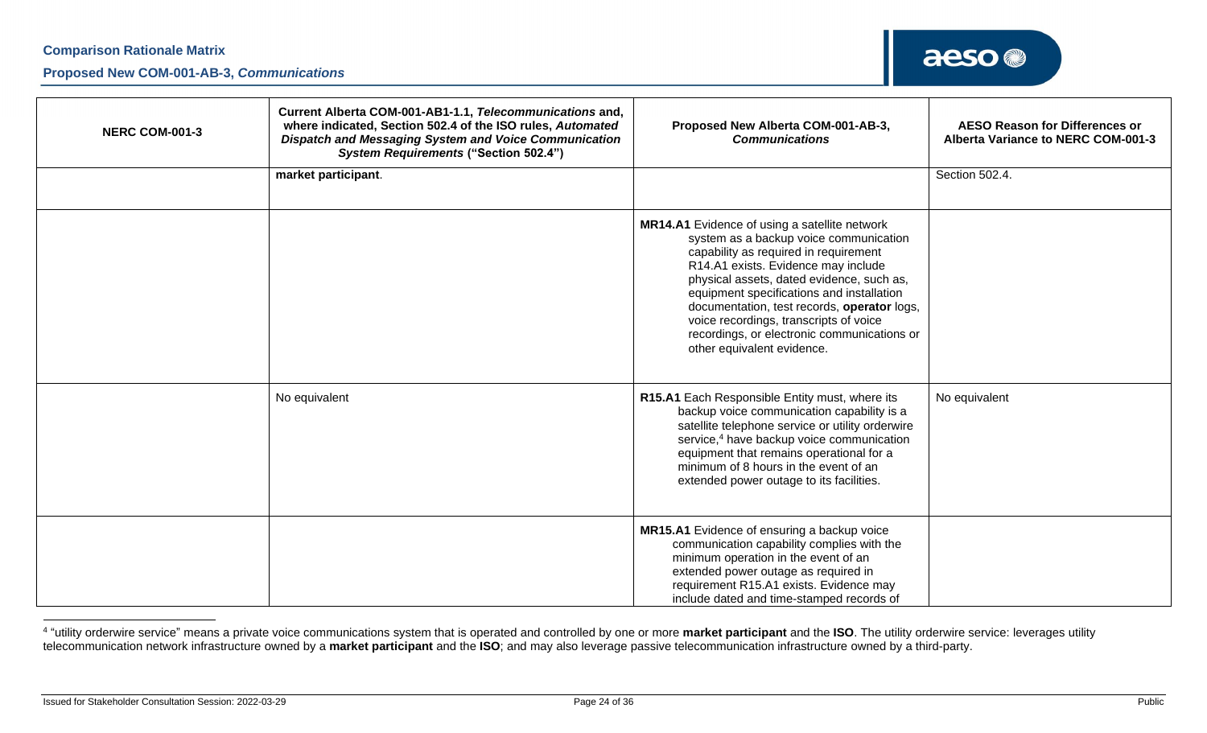| NERC COM-001-3 | Current Alberta COM-001-AB1-1.1, *Telecommunications* and, where indicated, Section 502.4 of the ISO rules, *Automated Dispatch and Messaging System and Voice Communication System Requirements* ("Section 502.4") | Proposed New Alberta COM-001-AB-3, *Communications* | AESO Reason for Differences or Alberta Variance to NERC COM-001-3 |
|---|---|---|---|
| | **market participant**. | | Section 502.4. |
| | | **MR14.A1** Evidence of using a satellite network system as a backup voice communication capability as required in requirement R14.A1 exists. Evidence may include physical assets, dated evidence, such as, equipment specifications and installation documentation, test records, **operator** logs, voice recordings, transcripts of voice recordings, or electronic communications or other equivalent evidence. | |
| | No equivalent | **R15.A1** Each Responsible Entity must, where its backup voice communication capability is a satellite telephone service or utility orderwire service,[4] have backup voice communication equipment that remains operational for a minimum of 8 hours in the event of an extended power outage to its facilities. | No equivalent |
| | | **MR15.A1** Evidence of ensuring a backup voice communication capability complies with the minimum operation in the event of an extended power outage as required in requirement R15.A1 exists. Evidence may include dated and time-stamped records of | |

[4] "utility orderwire service" means a private voice communications system that is operated and controlled by one or more **market participant** and the **ISO**. The utility orderwire service: leverages utility telecommunication network infrastructure owned by a **market participant** and the **ISO**; and may also leverage passive telecommunication infrastructure owned by a third-party.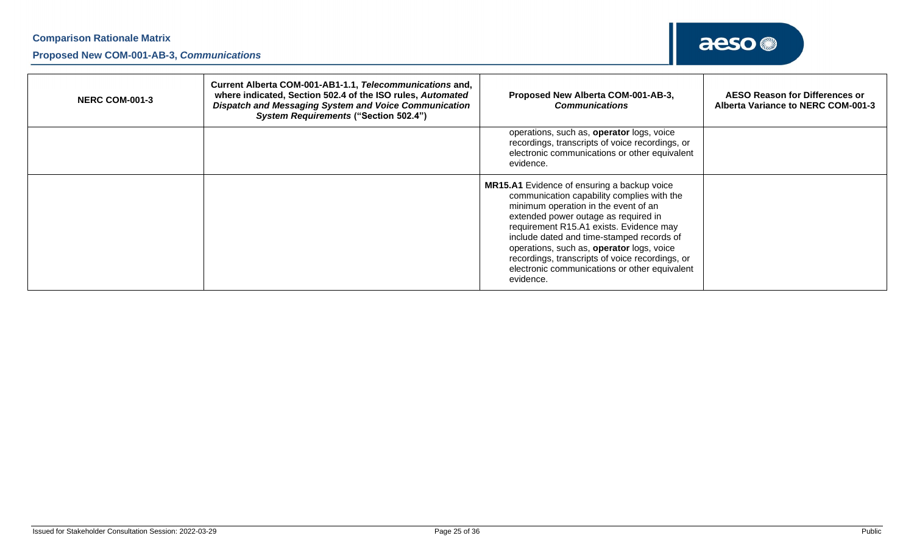| NERC COM-001-3 | Current Alberta COM-001-AB1-1.1, *Telecommunications* and, where indicated, Section 502.4 of the ISO rules, *Automated Dispatch and Messaging System and Voice Communication System Requirements* ("Section 502.4") | Proposed New Alberta COM-001-AB-3, *Communications* | AESO Reason for Differences or Alberta Variance to NERC COM-001-3 |
|---|---|---|---|
| | | operations, such as, **operator** logs, voice recordings, transcripts of voice recordings, or electronic communications or other equivalent evidence. | |
| | | **MR15.A1** Evidence of ensuring a backup voice communication capability complies with the minimum operation in the event of an extended power outage as required in requirement R15.A1 exists. Evidence may include dated and time-stamped records of operations, such as, **operator** logs, voice recordings, transcripts of voice recordings, or electronic communications or other equivalent evidence. | |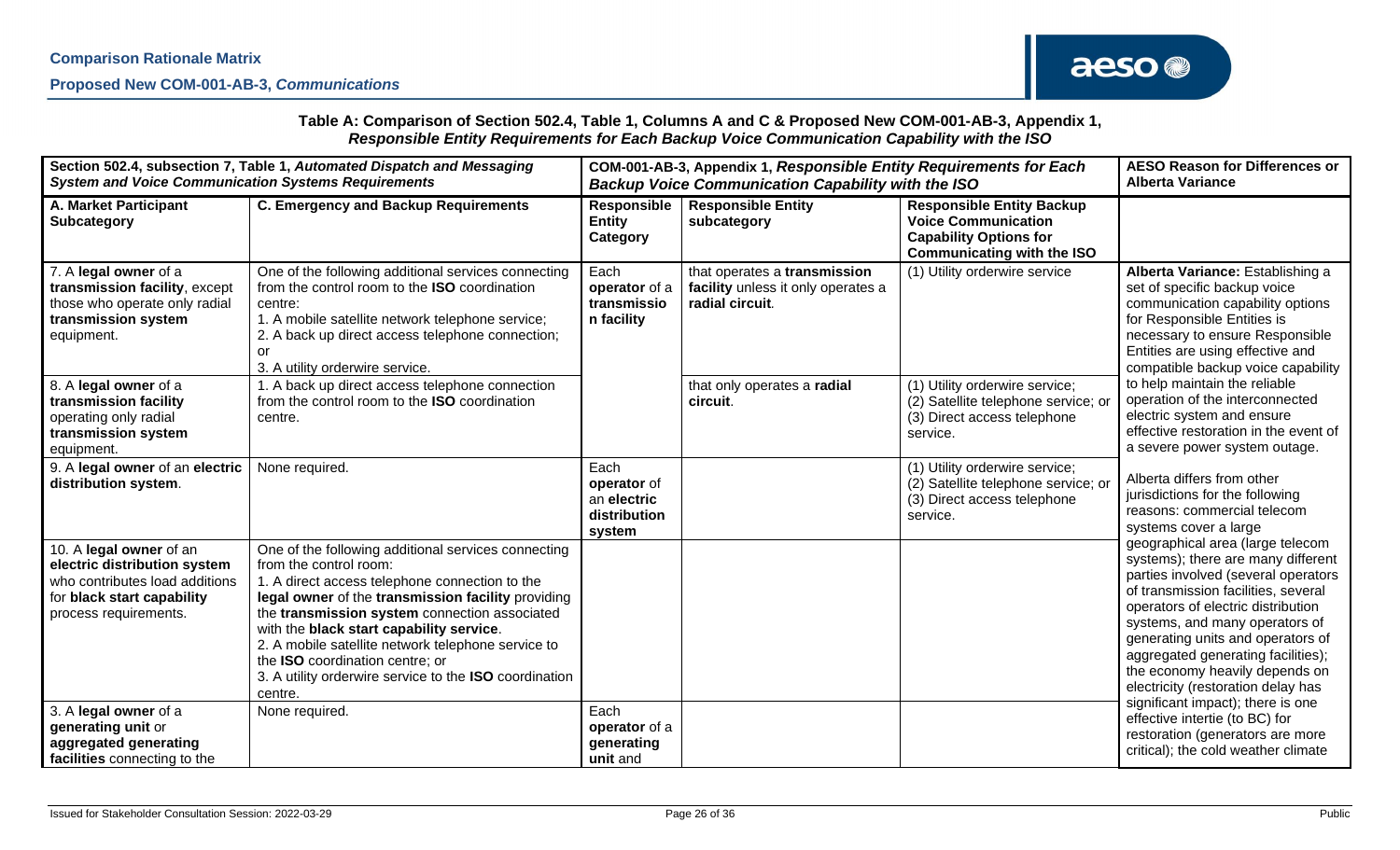**Table A: Comparison of Section 502.4, Table 1, Columns A and C & Proposed New COM-001-AB-3, Appendix 1,** ***Responsible Entity Requirements for Each Backup Voice Communication Capability with the ISO***

| **Section 502.4, subsection 7, Table 1, *Automated Dispatch and Messaging System and Voice Communication Systems Requirements*** | | **COM-001-AB-3, Appendix 1, *Responsible Entity Requirements for Each Backup Voice Communication Capability with the ISO*** | | | **AESO Reason for Differences or Alberta Variance** |
|---|---|---|---|---|---|
| **A. Market Participant Subcategory** | **C. Emergency and Backup Requirements** | **Responsible Entity Category** | **Responsible Entity subcategory** | **Responsible Entity Backup Voice Communication Capability Options for Communicating with the ISO** | |
| 7. A **legal owner** of a **transmission facility**, except those who operate only radial **transmission system** equipment. | One of the following additional services connecting from the control room to the **ISO** coordination centre:<br>1. A mobile satellite network telephone service;<br>2. A back up direct access telephone connection; or<br>3. A utility orderwire service. | Each **operator** of a **transmission facility** | that operates a **transmission facility** unless it only operates a **radial circuit**. | (1) Utility orderwire service | **Alberta Variance:** Establishing a set of specific backup voice communication capability options for Responsible Entities is necessary to ensure Responsible Entities are using effective and compatible backup voice capability to help maintain the reliable operation of the interconnected electric system and ensure effective restoration in the event of a severe power system outage.<br><br>Alberta differs from other jurisdictions for the following reasons: commercial telecom systems cover a large geographical area (large telecom systems); there are many different parties involved (several operators of transmission facilities, several operators of electric distribution systems, and many operators of generating units and operators of aggregated generating facilities); the economy heavily depends on electricity (restoration delay has significant impact); there is one effective intertie (to BC) for restoration (generators are more critical); the cold weather climate |
| 8. A **legal owner** of a **transmission facility** operating only radial **transmission system** equipment. | 1. A back up direct access telephone connection from the control room to the **ISO** coordination centre. | | that only operates a **radial circuit**. | (1) Utility orderwire service;<br>(2) Satellite telephone service; or<br>(3) Direct access telephone service. | |
| 9. A **legal owner** of an **electric distribution system**. | None required. | Each **operator** of an **electric distribution system** | | (1) Utility orderwire service;<br>(2) Satellite telephone service; or<br>(3) Direct access telephone service. | |
| 10. A **legal owner** of an **electric distribution system** who contributes load additions for **black start capability** process requirements. | One of the following additional services connecting from the control room:<br>1. A direct access telephone connection to the **legal owner** of the **transmission facility** providing the **transmission system** connection associated with the **black start capability service**.<br>2. A mobile satellite network telephone service to the **ISO** coordination centre; or<br>3. A utility orderwire service to the **ISO** coordination centre. | | | | |
| 3. A **legal owner** of a **generating unit** or **aggregated generating facilities** connecting to the | None required. | Each **operator** of a **generating unit** and | | | |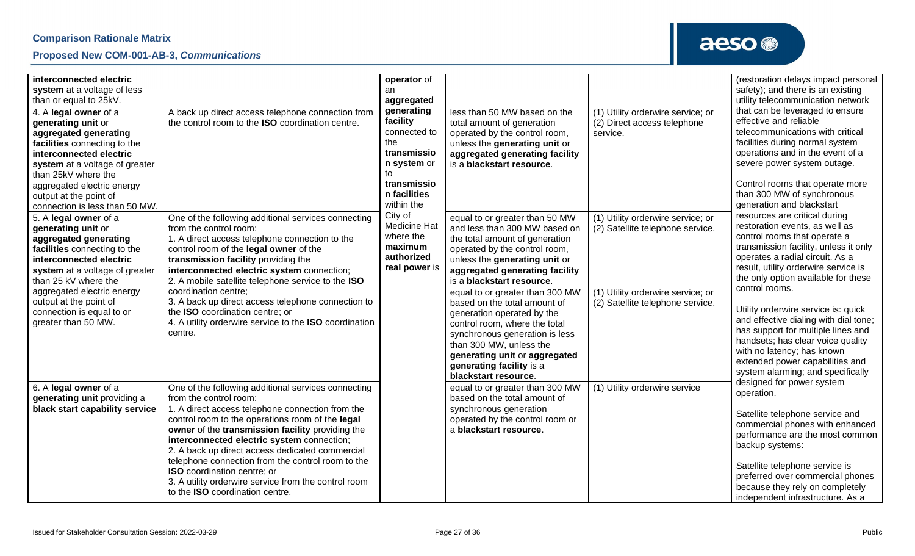**Comparison Rationale Matrix**

**Proposed New COM-001-AB-3, *Communications***

| | | | | | |
|---|---|---|---|---|---|
| **interconnected electric system** at a voltage of less than or equal to 25kV. | | **operator** of an **aggregated generating facility** connected to the **transmission system** or to **transmission facilities** within the City of Medicine Hat where the **maximum authorized real power** is | | | (restoration delays impact personal safety); and there is an existing utility telecommunication network that can be leveraged to ensure effective and reliable telecommunications with critical facilities during normal system operations and in the event of a severe power system outage.<br><br>Control rooms that operate more than 300 MW of synchronous generation and blackstart resources are critical during restoration events, as well as control rooms that operate a transmission facility, unless it only operates a radial circuit. As a result, utility orderwire service is the only option available for these control rooms.<br><br>Utility orderwire service is: quick and effective dialing with dial tone; has support for multiple lines and handsets; has clear voice quality with no latency; has known extended power capabilities and system alarming; and specifically designed for power system operation.<br><br>Satellite telephone service and commercial phones with enhanced performance are the most common backup systems:<br><br>Satellite telephone service is preferred over commercial phones because they rely on completely independent infrastructure. As a |
| 4. A **legal owner** of a **generating unit** or **aggregated generating facilities** connecting to the **interconnected electric system** at a voltage of greater than 25kV where the aggregated electric energy output at the point of connection is less than 50 MW. | A back up direct access telephone connection from the control room to the **ISO** coordination centre. | | less than 50 MW based on the total amount of generation operated by the control room, unless the **generating unit** or **aggregated generating facility** is a **blackstart resource**. | (1) Utility orderwire service; or (2) Direct access telephone service. | |
| 5. A **legal owner** of a **generating unit** or **aggregated generating facilities** connecting to the **interconnected electric system** at a voltage of greater than 25 kV where the aggregated electric energy output at the point of connection is equal to or greater than 50 MW. | One of the following additional services connecting from the control room:<br>1. A direct access telephone connection to the control room of the **legal owner** of the **transmission facility** providing the **interconnected electric system** connection;<br>2. A mobile satellite telephone service to the **ISO** coordination centre;<br>3. A back up direct access telephone connection to the **ISO** coordination centre; or<br>4. A utility orderwire service to the **ISO** coordination centre. | | equal to or greater than 50 MW and less than 300 MW based on the total amount of generation operated by the control room, unless the **generating unit** or **aggregated generating facility** is a **blackstart resource**. | (1) Utility orderwire service; or (2) Satellite telephone service. | |
| | | | equal to or greater than 300 MW based on the total amount of generation operated by the control room, where the total synchronous generation is less than 300 MW, unless the **generating unit** or **aggregated generating facility** is a **blackstart resource**. | (1) Utility orderwire service; or (2) Satellite telephone service. | |
| 6. A **legal owner** of a **generating unit** providing a **black start capability service** | One of the following additional services connecting from the control room:<br>1. A direct access telephone connection from the control room to the operations room of the **legal owner** of the **transmission facility** providing the **interconnected electric system** connection;<br>2. A back up direct access telephone connection from the control room to the **ISO** coordination centre; or<br>3. A utility orderwire service from the control room to the **ISO** coordination centre. | | equal to or greater than 300 MW based on the total amount of synchronous generation operated by the control room or a **blackstart resource**. | (1) Utility orderwire service | |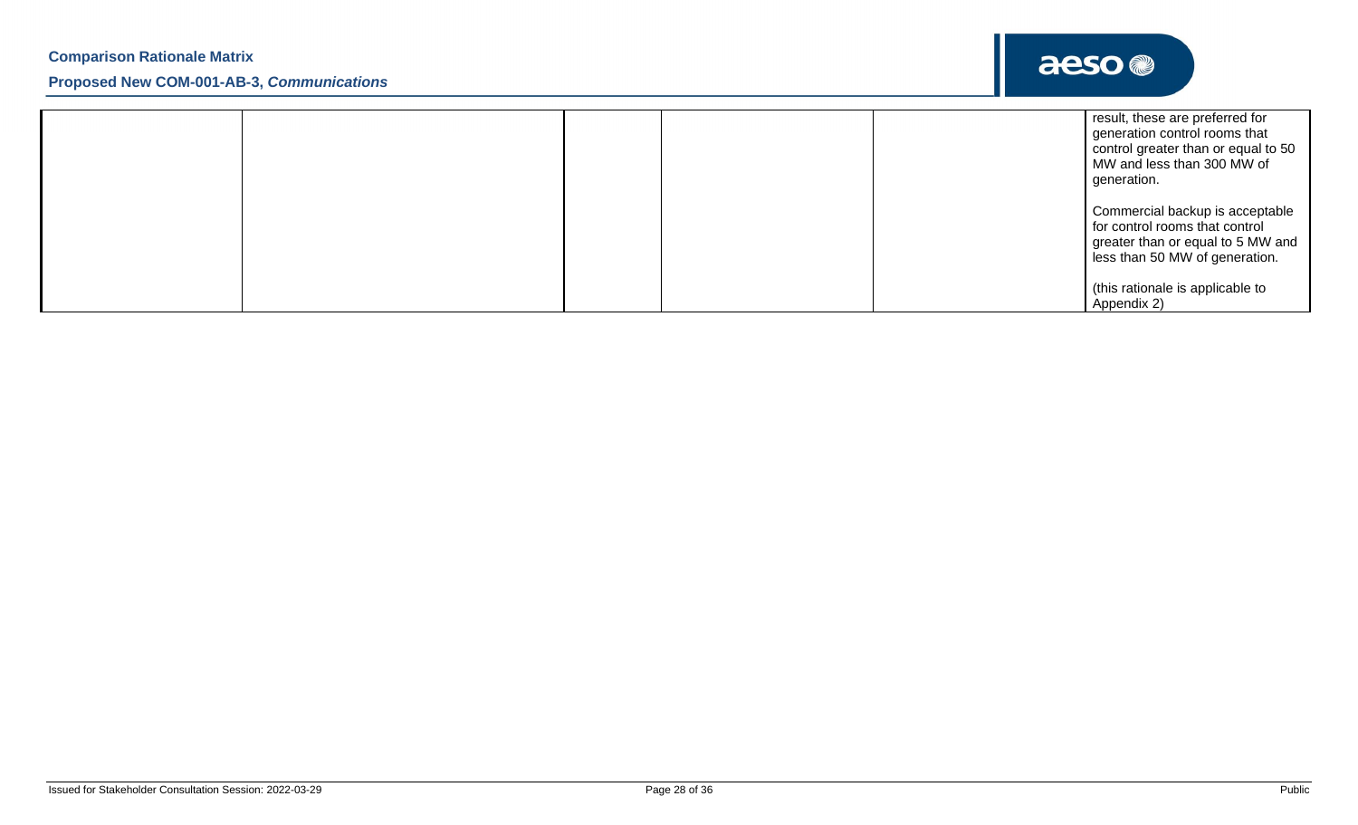|  |  |  |  |  |  |
|---|---|---|---|---|---|
|  |  |  |  |  | result, these are preferred for generation control rooms that control greater than or equal to 50 MW and less than 300 MW of generation.<br><br>Commercial backup is acceptable for control rooms that control greater than or equal to 5 MW and less than 50 MW of generation.<br><br>(this rationale is applicable to Appendix 2) |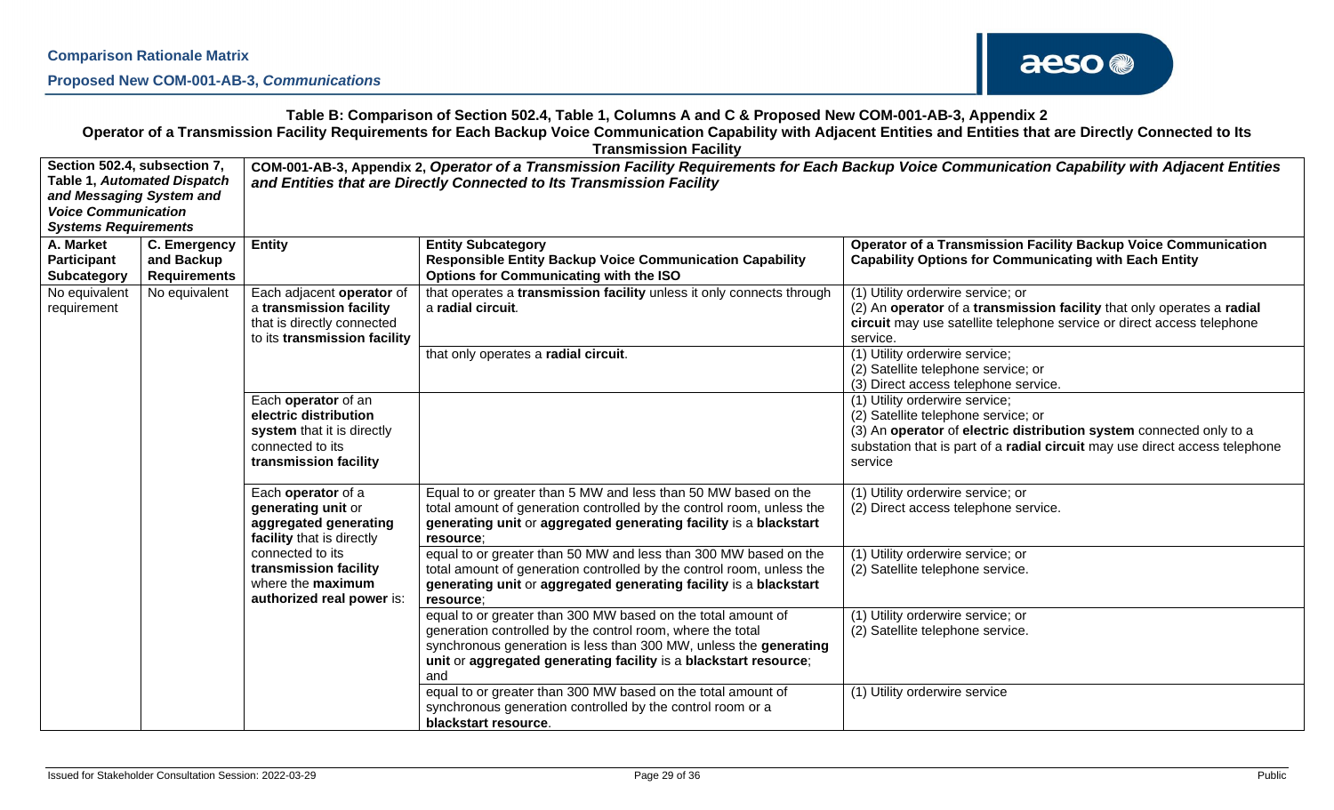**Table B: Comparison of Section 502.4, Table 1, Columns A and C & Proposed New COM-001-AB-3, Appendix 2**

**Operator of a Transmission Facility Requirements for Each Backup Voice Communication Capability with Adjacent Entities and Entities that are Directly Connected to Its Transmission Facility**

| Section 502.4, subsection 7, Table 1, *Automated Dispatch and Messaging System and Voice Communication Systems Requirements* | | COM-001-AB-3, Appendix 2, *Operator of a Transmission Facility Requirements for Each Backup Voice Communication Capability with Adjacent Entities and Entities that are Directly Connected to Its Transmission Facility* | | |
|---|---|---|---|---|
| **A. Market Participant Subcategory** | **C. Emergency and Backup Requirements** | **Entity** | **Entity Subcategory** **Responsible Entity Backup Voice Communication Capability Options for Communicating with the ISO** | **Operator of a Transmission Facility Backup Voice Communication Capability Options for Communicating with Each Entity** |
| No equivalent requirement | No equivalent | Each adjacent **operator** of a **transmission facility** that is directly connected to its **transmission facility** | that operates a **transmission facility** unless it only connects through a **radial circuit**. | (1) Utility orderwire service; or (2) An **operator** of a **transmission facility** that only operates a **radial circuit** may use satellite telephone service or direct access telephone service. |
| | | | that only operates a **radial circuit**. | (1) Utility orderwire service; (2) Satellite telephone service; or (3) Direct access telephone service. |
| | | Each **operator** of an **electric distribution system** that it is directly connected to its **transmission facility** | | (1) Utility orderwire service; (2) Satellite telephone service; or (3) An **operator** of **electric distribution system** connected only to a substation that is part of a **radial circuit** may use direct access telephone service |
| | | Each **operator** of a **generating unit** or **aggregated generating facility** that is directly connected to its **transmission facility** where the **maximum authorized real power** is: | Equal to or greater than 5 MW and less than 50 MW based on the total amount of generation controlled by the control room, unless the **generating unit** or **aggregated generating facility** is a **blackstart resource**; | (1) Utility orderwire service; or (2) Direct access telephone service. |
| | | | equal to or greater than 50 MW and less than 300 MW based on the total amount of generation controlled by the control room, unless the **generating unit** or **aggregated generating facility** is a **blackstart resource**; | (1) Utility orderwire service; or (2) Satellite telephone service. |
| | | | equal to or greater than 300 MW based on the total amount of generation controlled by the control room, where the total synchronous generation is less than 300 MW, unless the **generating unit** or **aggregated generating facility** is a **blackstart resource**; and | (1) Utility orderwire service; or (2) Satellite telephone service. |
| | | | equal to or greater than 300 MW based on the total amount of synchronous generation controlled by the control room or a **blackstart resource**. | (1) Utility orderwire service |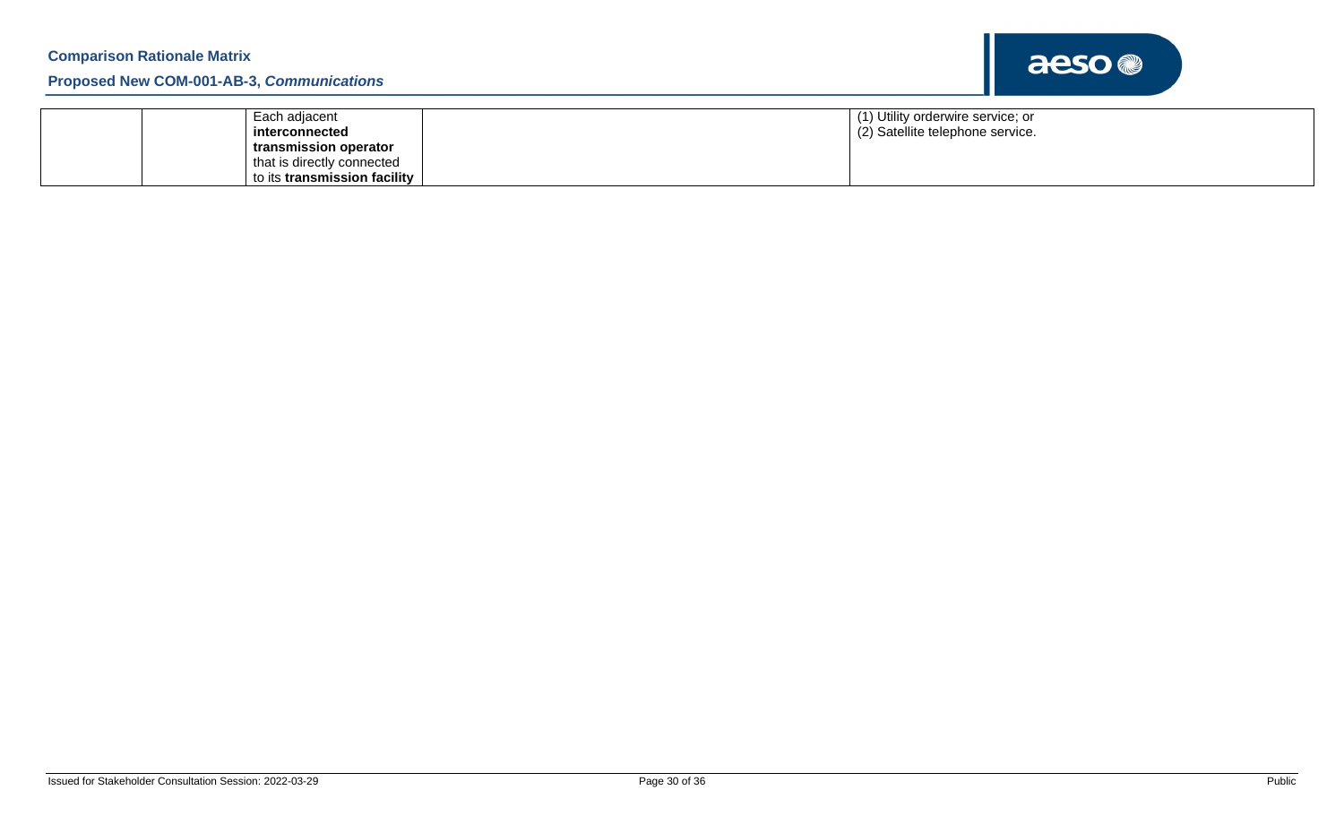|  |  |  |  |  |
|---|---|---|---|---|
|  |  | Each adjacent **interconnected transmission operator** that is directly connected to its **transmission facility** |  | (1) Utility orderwire service; or<br>(2) Satellite telephone service. |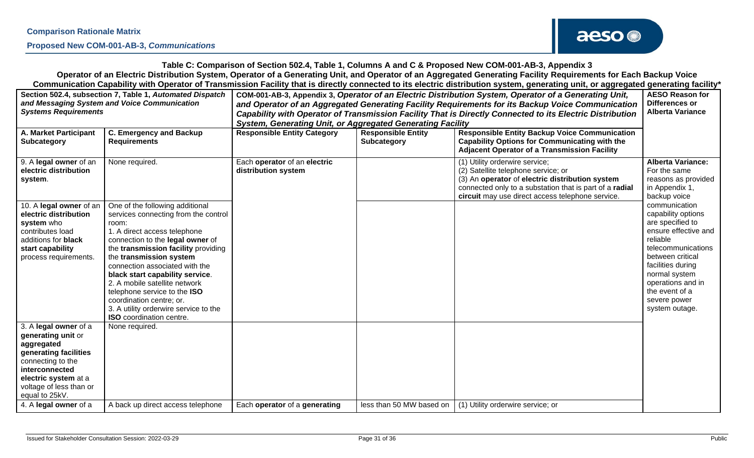**Table C: Comparison of Section 502.4, Table 1, Columns A and C & Proposed New COM-001-AB-3, Appendix 3**

**Operator of an Electric Distribution System, Operator of a Generating Unit, and Operator of an Aggregated Generating Facility Requirements for Each Backup Voice Communication Capability with Operator of Transmission Facility that is directly connected to its electric distribution system, generating unit, or aggregated generating facility***

| Section 502.4, subsection 7, Table 1, *Automated Dispatch and Messaging System and Voice Communication Systems Requirements* | | COM-001-AB-3, Appendix 3, *Operator of an Electric Distribution System, Operator of a Generating Unit, and Operator of an Aggregated Generating Facility Requirements for its Backup Voice Communication Capability with Operator of Transmission Facility That is Directly Connected to its Electric Distribution System, Generating Unit, or Aggregated Generating Facility* | | | AESO Reason for Differences or Alberta Variance |
|---|---|---|---|---|---|
| **A. Market Participant Subcategory** | **C. Emergency and Backup Requirements** | **Responsible Entity Category** | **Responsible Entity Subcategory** | **Responsible Entity Backup Voice Communication Capability Options for Communicating with the Adjacent Operator of a Transmission Facility** | |
| 9. A **legal owner** of an **electric distribution system**. | None required. | Each **operator** of an **electric distribution system** | | (1) Utility orderwire service;<br>(2) Satellite telephone service; or<br>(3) An **operator** of **electric distribution system** connected only to a substation that is part of a **radial circuit** may use direct access telephone service. | **Alberta Variance:** For the same reasons as provided in Appendix 1, backup voice communication capability options are specified to ensure effective and reliable telecommunications between critical facilities during normal system operations and in the event of a severe power system outage. |
| 10. A **legal owner** of an **electric distribution system** who contributes load additions for **black start capability** process requirements. | One of the following additional services connecting from the control room:<br>1. A direct access telephone connection to the **legal owner** of the **transmission facility** providing the **transmission system** connection associated with the **black start capability service**.<br>2. A mobile satellite network telephone service to the **ISO** coordination centre; or.<br>3. A utility orderwire service to the **ISO** coordination centre. | | | | |
| 3. A **legal owner** of a **generating unit** or **aggregated generating facilities** connecting to the **interconnected electric system** at a voltage of less than or equal to 25kV. | None required. | | | | |
| 4. A **legal owner** of a | A back up direct access telephone | Each **operator** of a **generating** | less than 50 MW based on | (1) Utility orderwire service; or | |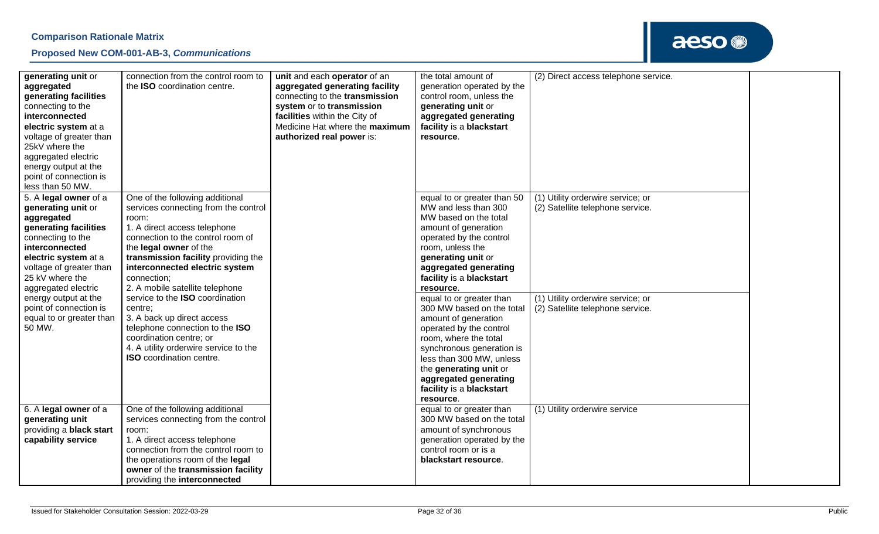| | | | | | |
|---|---|---|---|---|---|
| **generating unit** or **aggregated generating facilities** connecting to the **interconnected electric system** at a voltage of greater than 25kV where the aggregated electric energy output at the point of connection is less than 50 MW. | connection from the control room to the **ISO** coordination centre. | **unit** and each **operator** of an **aggregated generating facility** connecting to the **transmission system** or to **transmission facilities** within the City of Medicine Hat where the **maximum authorized real power** is: | the total amount of generation operated by the control room, unless the **generating unit** or **aggregated generating facility** is a **blackstart resource**. | (2) Direct access telephone service. | |
| 5. A **legal owner** of a **generating unit** or **aggregated generating facilities** connecting to the **interconnected electric system** at a voltage of greater than 25 kV where the aggregated electric energy output at the point of connection is equal to or greater than 50 MW. | One of the following additional services connecting from the control room:<br>1. A direct access telephone connection to the control room of the **legal owner** of the **transmission facility** providing the **interconnected electric system** connection;<br>2. A mobile satellite telephone service to the **ISO** coordination centre;<br>3. A back up direct access telephone connection to the **ISO** coordination centre; or<br>4. A utility orderwire service to the **ISO** coordination centre. | | equal to or greater than 50 MW and less than 300 MW based on the total amount of generation operated by the control room, unless the **generating unit** or **aggregated generating facility** is a **blackstart resource**. | (1) Utility orderwire service; or<br>(2) Satellite telephone service. | |
| | | | equal to or greater than 300 MW based on the total amount of generation operated by the control room, where the total synchronous generation is less than 300 MW, unless the **generating unit** or **aggregated generating facility** is a **blackstart resource**. | (1) Utility orderwire service; or<br>(2) Satellite telephone service. | |
| 6. A **legal owner** of a **generating unit** providing a **black start capability service** | One of the following additional services connecting from the control room:<br>1. A direct access telephone connection from the control room to the operations room of the **legal owner** of the **transmission facility** providing the **interconnected** | | equal to or greater than 300 MW based on the total amount of synchronous generation operated by the control room or is a **blackstart resource**. | (1) Utility orderwire service | |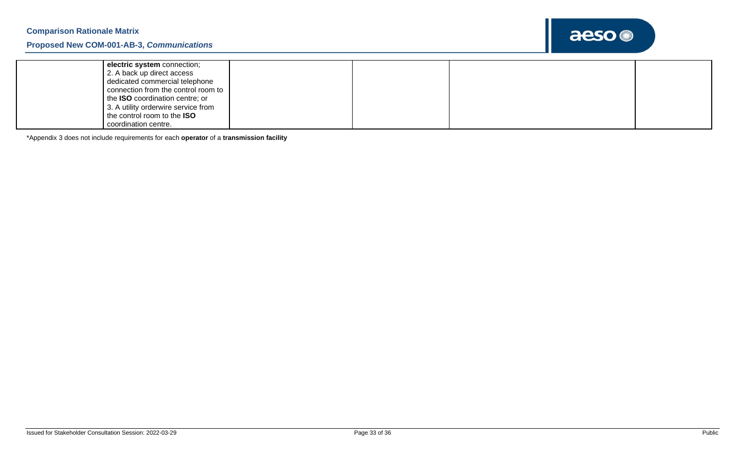| | | | | |
|---|---|---|---|---|
| | **electric system** connection;<br>2. A back up direct access dedicated commercial telephone connection from the control room to the **ISO** coordination centre; or<br>3. A utility orderwire service from the control room to the **ISO** coordination centre. | | | |

*Appendix 3 does not include requirements for each **operator** of a **transmission facility**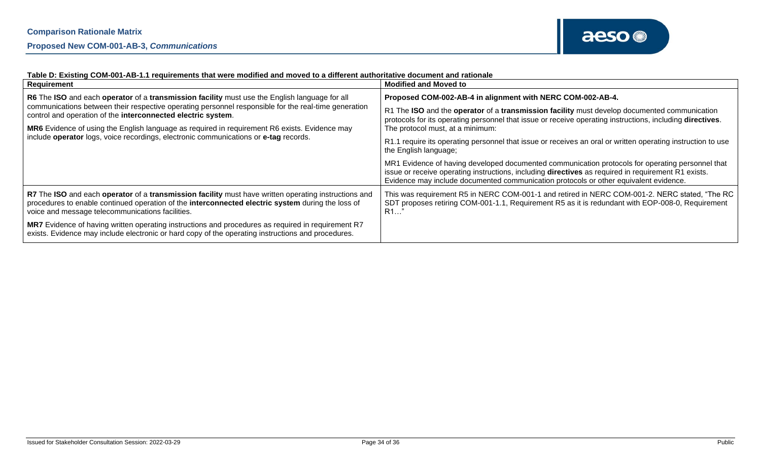**Table D: Existing COM-001-AB-1.1 requirements that were modified and moved to a different authoritative document and rationale**

| Requirement | Modified and Moved to |
| --- | --- |
| **R6** The **ISO** and each **operator** of a **transmission facility** must use the English language for all communications between their respective operating personnel responsible for the real-time generation control and operation of the **interconnected electric system**.<br><br>**MR6** Evidence of using the English language as required in requirement R6 exists. Evidence may include **operator** logs, voice recordings, electronic communications or **e-tag** records. | **Proposed COM-002-AB-4 in alignment with NERC COM-002-AB-4.**<br><br>R1 The **ISO** and the **operator** of a **transmission facility** must develop documented communication protocols for its operating personnel that issue or receive operating instructions, including **directives**. The protocol must, at a minimum:<br><br>R1.1 require its operating personnel that issue or receives an oral or written operating instruction to use the English language;<br><br>MR1 Evidence of having developed documented communication protocols for operating personnel that issue or receive operating instructions, including **directives** as required in requirement R1 exists. Evidence may include documented communication protocols or other equivalent evidence. |
| **R7** The **ISO** and each **operator** of a **transmission facility** must have written operating instructions and procedures to enable continued operation of the **interconnected electric system** during the loss of voice and message telecommunications facilities.<br><br>**MR7** Evidence of having written operating instructions and procedures as required in requirement R7 exists. Evidence may include electronic or hard copy of the operating instructions and procedures. | This was requirement R5 in NERC COM-001-1 and retired in NERC COM-001-2. NERC stated, "The RC SDT proposes retiring COM-001-1.1, Requirement R5 as it is redundant with EOP-008-0, Requirement R1…" |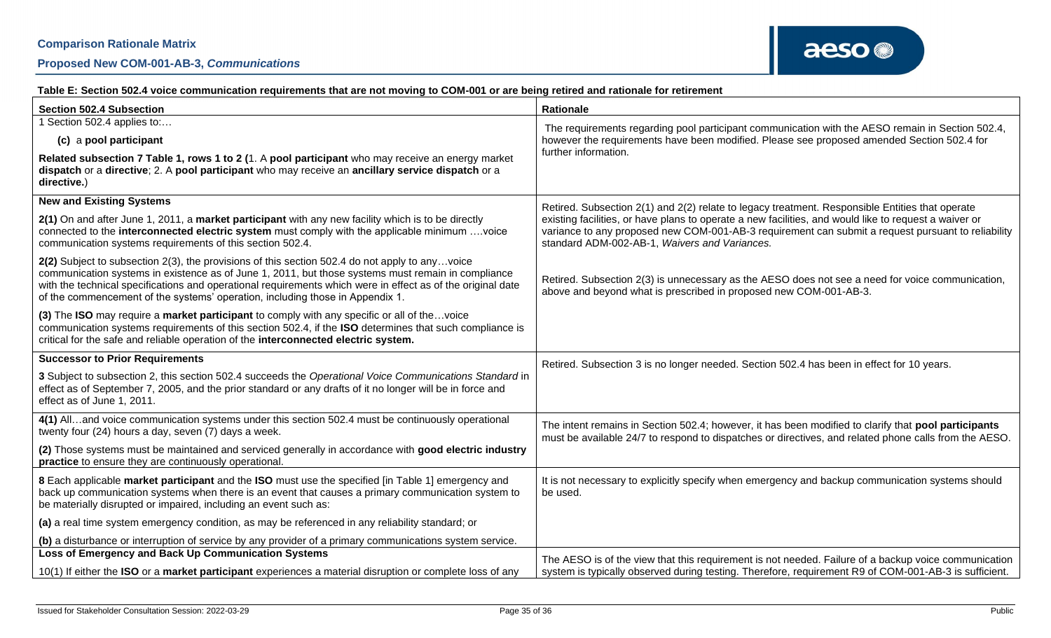**Table E: Section 502.4 voice communication requirements that are not moving to COM-001 or are being retired and rationale for retirement**

| Section 502.4 Subsection | Rationale |
|---|---|
| 1 Section 502.4 applies to:…<br><br>(c) a **pool participant**<br><br>**Related subsection 7 Table 1, rows 1 to 2 (**1. A **pool participant** who may receive an energy market **dispatch** or a **directive**; 2. A **pool participant** who may receive an **ancillary service dispatch** or a **directive.**) | The requirements regarding pool participant communication with the AESO remain in Section 502.4, however the requirements have been modified. Please see proposed amended Section 502.4 for further information. |
| **New and Existing Systems**<br><br>**2(1)** On and after June 1, 2011, a **market participant** with any new facility which is to be directly connected to the **interconnected electric system** must comply with the applicable minimum ….voice communication systems requirements of this section 502.4.<br><br>**2(2)** Subject to subsection 2(3), the provisions of this section 502.4 do not apply to any…voice communication systems in existence as of June 1, 2011, but those systems must remain in compliance with the technical specifications and operational requirements which were in effect as of the original date of the commencement of the systems' operation, including those in Appendix 1.<br><br>**(3)** The **ISO** may require a **market participant** to comply with any specific or all of the…voice communication systems requirements of this section 502.4, if the **ISO** determines that such compliance is critical for the safe and reliable operation of the **interconnected electric system.** | Retired. Subsection 2(1) and 2(2) relate to legacy treatment. Responsible Entities that operate existing facilities, or have plans to operate a new facilities, and would like to request a waiver or variance to any proposed new COM-001-AB-3 requirement can submit a request pursuant to reliability standard ADM-002-AB-1, *Waivers and Variances.*<br><br>Retired. Subsection 2(3) is unnecessary as the AESO does not see a need for voice communication, above and beyond what is prescribed in proposed new COM-001-AB-3. |
| **Successor to Prior Requirements**<br><br>**3** Subject to subsection 2, this section 502.4 succeeds the *Operational Voice Communications Standard* in effect as of September 7, 2005, and the prior standard or any drafts of it no longer will be in force and effect as of June 1, 2011. | Retired. Subsection 3 is no longer needed. Section 502.4 has been in effect for 10 years. |
| **4(1)** All…and voice communication systems under this section 502.4 must be continuously operational twenty four (24) hours a day, seven (7) days a week.<br><br>**(2)** Those systems must be maintained and serviced generally in accordance with **good electric industry practice** to ensure they are continuously operational. | The intent remains in Section 502.4; however, it has been modified to clarify that **pool participants** must be available 24/7 to respond to dispatches or directives, and related phone calls from the AESO. |
| **8** Each applicable **market participant** and the **ISO** must use the specified [in Table 1] emergency and back up communication systems when there is an event that causes a primary communication system to be materially disrupted or impaired, including an event such as:<br><br>**(a)** a real time system emergency condition, as may be referenced in any reliability standard; or<br><br>**(b)** a disturbance or interruption of service by any provider of a primary communications system service. | It is not necessary to explicitly specify when emergency and backup communication systems should be used. |
| **Loss of Emergency and Back Up Communication Systems**<br><br>10(1) If either the **ISO** or a **market participant** experiences a material disruption or complete loss of any | The AESO is of the view that this requirement is not needed. Failure of a backup voice communication system is typically observed during testing. Therefore, requirement R9 of COM-001-AB-3 is sufficient. |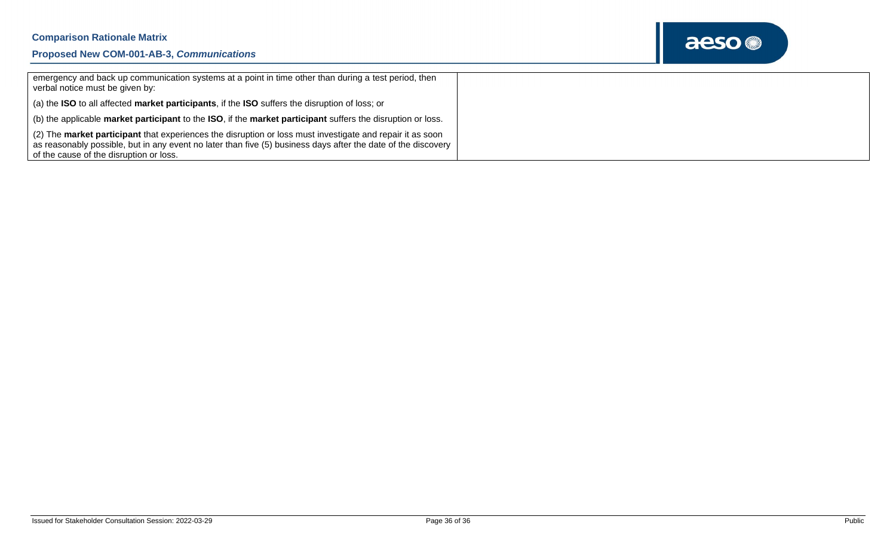| | |
|---|---|
| emergency and back up communication systems at a point in time other than during a test period, then verbal notice must be given by:<br><br>(a) the **ISO** to all affected **market participants**, if the **ISO** suffers the disruption of loss; or<br><br>(b) the applicable **market participant** to the **ISO**, if the **market participant** suffers the disruption or loss.<br><br>(2) The **market participant** that experiences the disruption or loss must investigate and repair it as soon as reasonably possible, but in any event no later than five (5) business days after the date of the discovery of the cause of the disruption or loss. | |